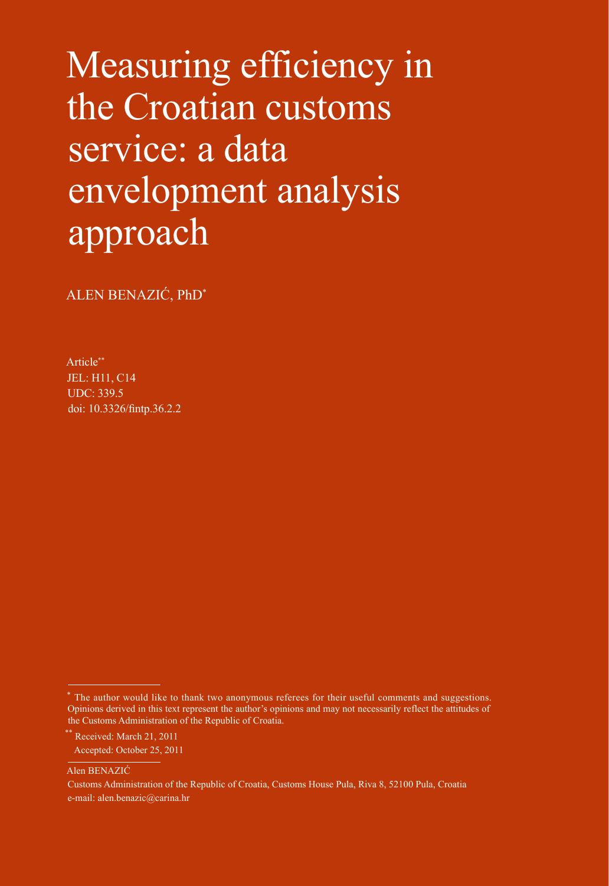# Measuring efficiency in the Croatian customs service: a data envelopment analysis approach

ALEN BENAZIĆ, PhD*

Article**

JEL: H11, C14

UDC: 339.5

doi: 10.3326/fintp.36.2.2

---

* The author would like to thank two anonymous referees for their useful comments and suggestions. Opinions derived in this text represent the author's opinions and may not necessarily reflect the attitudes of the Customs Administration of the Republic of Croatia.

** Received: March 21, 2011
Accepted: October 25, 2011

---

Alen BENAZIĆ

Customs Administration of the Republic of Croatia, Customs House Pula, Riva 8, 52100 Pula, Croatia
e-mail: alen.benazic@carina.hr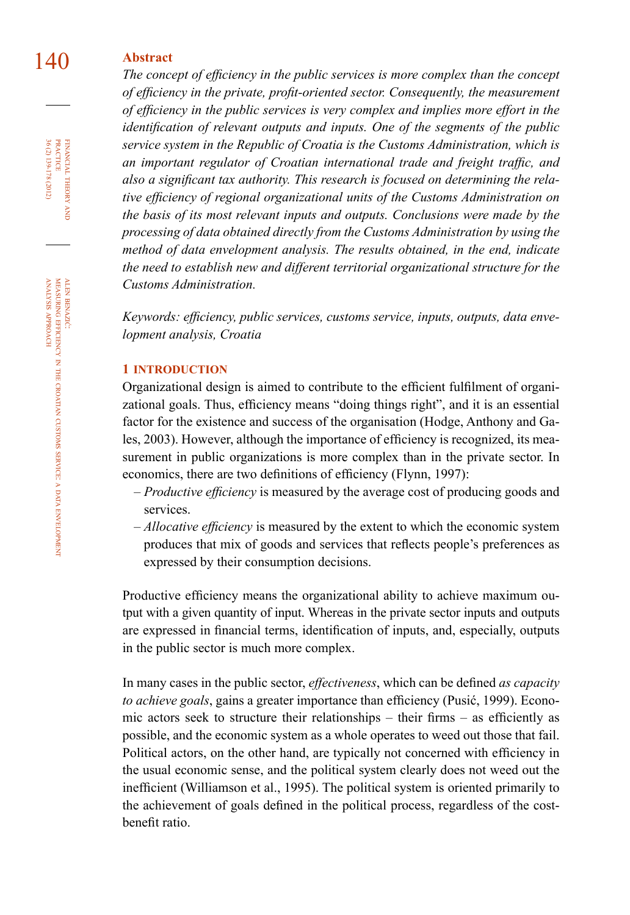## Abstract

*The concept of efficiency in the public services is more complex than the concept of efficiency in the private, profit-oriented sector. Consequently, the measurement of efficiency in the public services is very complex and implies more effort in the identification of relevant outputs and inputs. One of the segments of the public service system in the Republic of Croatia is the Customs Administration, which is an important regulator of Croatian international trade and freight traffic, and also a significant tax authority. This research is focused on determining the relative efficiency of regional organizational units of the Customs Administration on the basis of its most relevant inputs and outputs. Conclusions were made by the processing of data obtained directly from the Customs Administration by using the method of data envelopment analysis. The results obtained, in the end, indicate the need to establish new and different territorial organizational structure for the Customs Administration.*

*Keywords: efficiency, public services, customs service, inputs, outputs, data envelopment analysis, Croatia*

## 1 INTRODUCTION

Organizational design is aimed to contribute to the efficient fulfilment of organizational goals. Thus, efficiency means "doing things right", and it is an essential factor for the existence and success of the organisation (Hodge, Anthony and Gales, 2003). However, although the importance of efficiency is recognized, its measurement in public organizations is more complex than in the private sector. In economics, there are two definitions of efficiency (Flynn, 1997):

- *Productive efficiency* is measured by the average cost of producing goods and services.
- *Allocative efficiency* is measured by the extent to which the economic system produces that mix of goods and services that reflects people's preferences as expressed by their consumption decisions.

Productive efficiency means the organizational ability to achieve maximum output with a given quantity of input. Whereas in the private sector inputs and outputs are expressed in financial terms, identification of inputs, and, especially, outputs in the public sector is much more complex.

In many cases in the public sector, *effectiveness*, which can be defined *as capacity to achieve goals*, gains a greater importance than efficiency (Pusić, 1999). Economic actors seek to structure their relationships – their firms – as efficiently as possible, and the economic system as a whole operates to weed out those that fail. Political actors, on the other hand, are typically not concerned with efficiency in the usual economic sense, and the political system clearly does not weed out the inefficient (Williamson et al., 1995). The political system is oriented primarily to the achievement of goals defined in the political process, regardless of the cost-benefit ratio.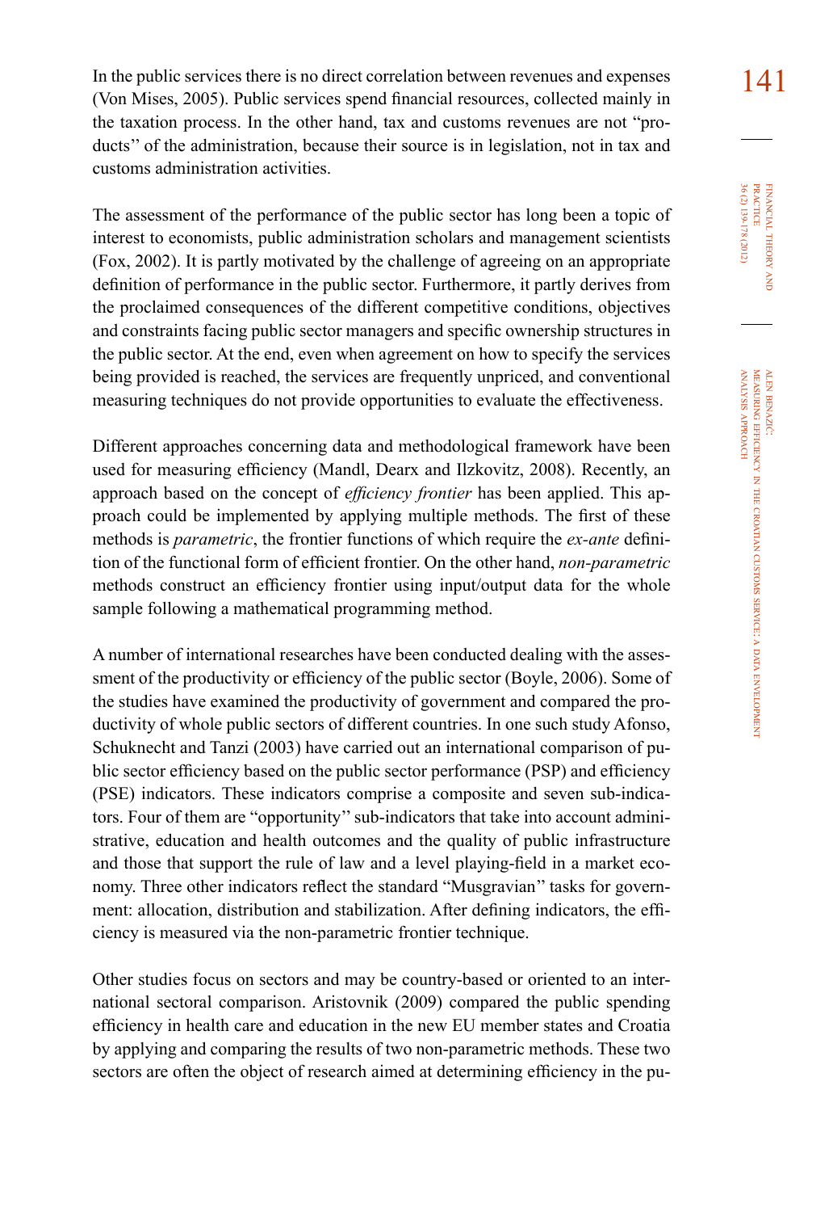In the public services there is no direct correlation between revenues and expenses (Von Mises, 2005). Public services spend financial resources, collected mainly in the taxation process. In the other hand, tax and customs revenues are not "products" of the administration, because their source is in legislation, not in tax and customs administration activities.

The assessment of the performance of the public sector has long been a topic of interest to economists, public administration scholars and management scientists (Fox, 2002). It is partly motivated by the challenge of agreeing on an appropriate definition of performance in the public sector. Furthermore, it partly derives from the proclaimed consequences of the different competitive conditions, objectives and constraints facing public sector managers and specific ownership structures in the public sector. At the end, even when agreement on how to specify the services being provided is reached, the services are frequently unpriced, and conventional measuring techniques do not provide opportunities to evaluate the effectiveness.

Different approaches concerning data and methodological framework have been used for measuring efficiency (Mandl, Dearx and Ilzkovitz, 2008). Recently, an approach based on the concept of *efficiency frontier* has been applied. This approach could be implemented by applying multiple methods. The first of these methods is *parametric*, the frontier functions of which require the *ex-ante* definition of the functional form of efficient frontier. On the other hand, *non-parametric* methods construct an efficiency frontier using input/output data for the whole sample following a mathematical programming method.

A number of international researches have been conducted dealing with the assessment of the productivity or efficiency of the public sector (Boyle, 2006). Some of the studies have examined the productivity of government and compared the productivity of whole public sectors of different countries. In one such study Afonso, Schuknecht and Tanzi (2003) have carried out an international comparison of public sector efficiency based on the public sector performance (PSP) and efficiency (PSE) indicators. These indicators comprise a composite and seven sub-indicators. Four of them are "opportunity" sub-indicators that take into account administrative, education and health outcomes and the quality of public infrastructure and those that support the rule of law and a level playing-field in a market economy. Three other indicators reflect the standard "Musgravian" tasks for government: allocation, distribution and stabilization. After defining indicators, the efficiency is measured via the non-parametric frontier technique.

Other studies focus on sectors and may be country-based or oriented to an international sectoral comparison. Aristovnik (2009) compared the public spending efficiency in health care and education in the new EU member states and Croatia by applying and comparing the results of two non-parametric methods. These two sectors are often the object of research aimed at determining efficiency in the pu-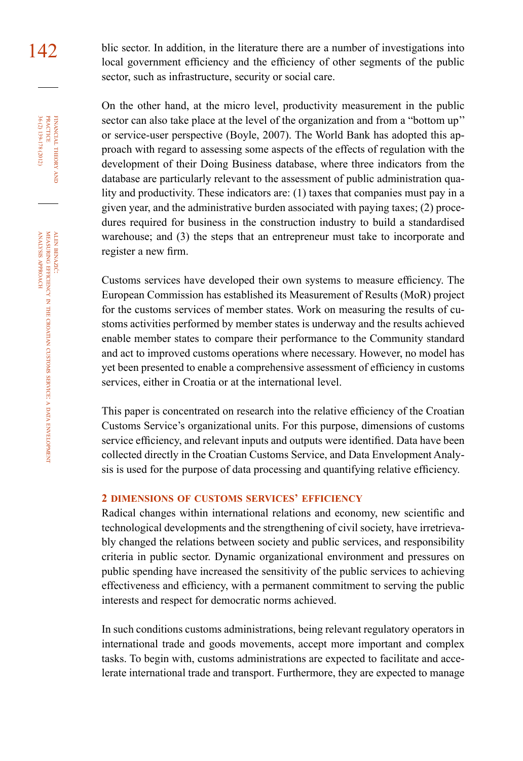blic sector. In addition, in the literature there are a number of investigations into local government efficiency and the efficiency of other segments of the public sector, such as infrastructure, security or social care.

On the other hand, at the micro level, productivity measurement in the public sector can also take place at the level of the organization and from a "bottom up" or service-user perspective (Boyle, 2007). The World Bank has adopted this approach with regard to assessing some aspects of the effects of regulation with the development of their Doing Business database, where three indicators from the database are particularly relevant to the assessment of public administration quality and productivity. These indicators are: (1) taxes that companies must pay in a given year, and the administrative burden associated with paying taxes; (2) procedures required for business in the construction industry to build a standardised warehouse; and (3) the steps that an entrepreneur must take to incorporate and register a new firm.

Customs services have developed their own systems to measure efficiency. The European Commission has established its Measurement of Results (MoR) project for the customs services of member states. Work on measuring the results of customs activities performed by member states is underway and the results achieved enable member states to compare their performance to the Community standard and act to improved customs operations where necessary. However, no model has yet been presented to enable a comprehensive assessment of efficiency in customs services, either in Croatia or at the international level.

This paper is concentrated on research into the relative efficiency of the Croatian Customs Service's organizational units. For this purpose, dimensions of customs service efficiency, and relevant inputs and outputs were identified. Data have been collected directly in the Croatian Customs Service, and Data Envelopment Analysis is used for the purpose of data processing and quantifying relative efficiency.

## 2 DIMENSIONS OF CUSTOMS SERVICES' EFFICIENCY

Radical changes within international relations and economy, new scientific and technological developments and the strengthening of civil society, have irretrievably changed the relations between society and public services, and responsibility criteria in public sector. Dynamic organizational environment and pressures on public spending have increased the sensitivity of the public services to achieving effectiveness and efficiency, with a permanent commitment to serving the public interests and respect for democratic norms achieved.

In such conditions customs administrations, being relevant regulatory operators in international trade and goods movements, accept more important and complex tasks. To begin with, customs administrations are expected to facilitate and accelerate international trade and transport. Furthermore, they are expected to manage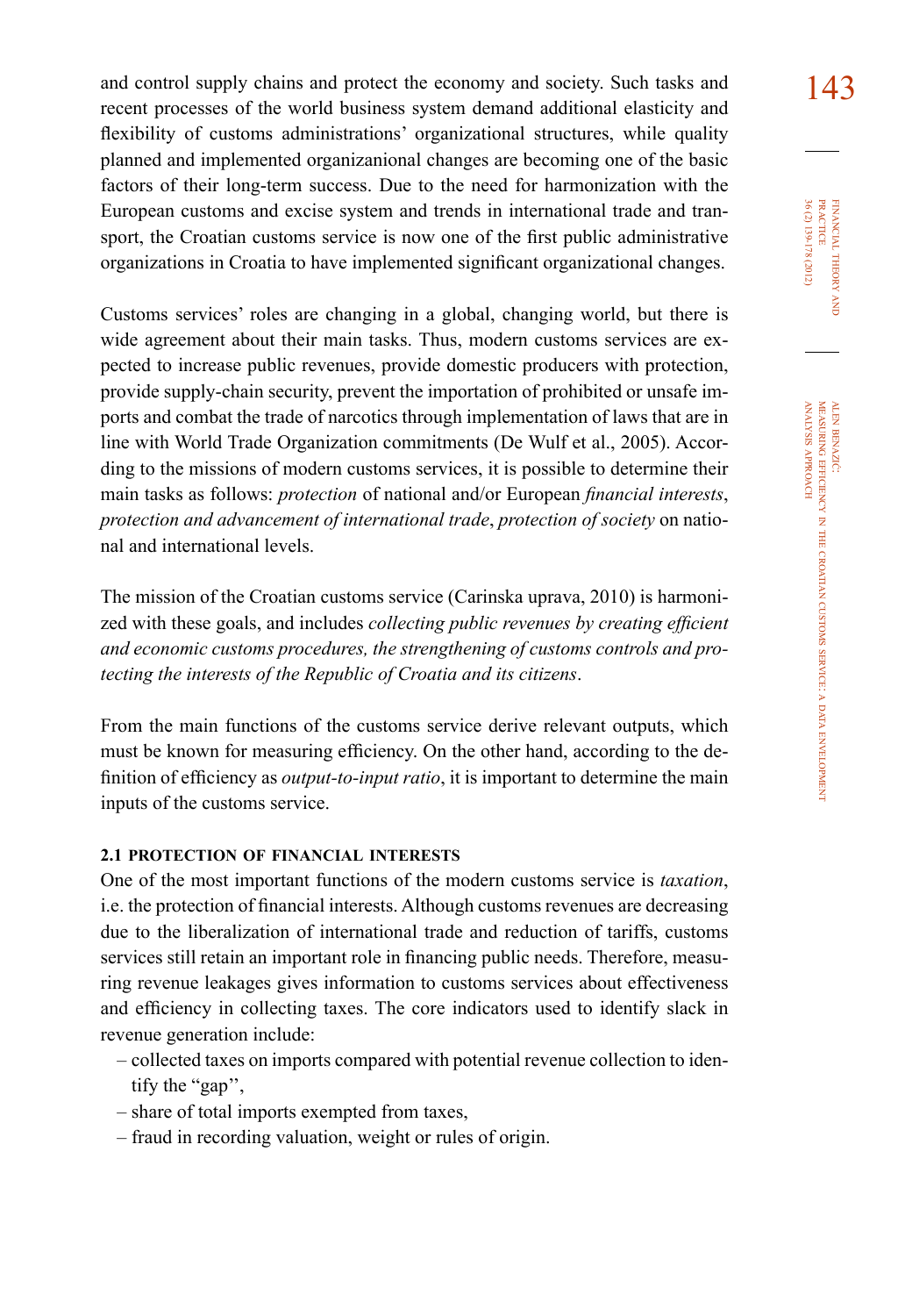and control supply chains and protect the economy and society. Such tasks and recent processes of the world business system demand additional elasticity and flexibility of customs administrations' organizational structures, while quality planned and implemented organizanional changes are becoming one of the basic factors of their long-term success. Due to the need for harmonization with the European customs and excise system and trends in international trade and transport, the Croatian customs service is now one of the first public administrative organizations in Croatia to have implemented significant organizational changes.

Customs services' roles are changing in a global, changing world, but there is wide agreement about their main tasks. Thus, modern customs services are expected to increase public revenues, provide domestic producers with protection, provide supply-chain security, prevent the importation of prohibited or unsafe imports and combat the trade of narcotics through implementation of laws that are in line with World Trade Organization commitments (De Wulf et al., 2005). According to the missions of modern customs services, it is possible to determine their main tasks as follows: *protection* of national and/or European *financial interests*, *protection and advancement of international trade*, *protection of society* on national and international levels.

The mission of the Croatian customs service (Carinska uprava, 2010) is harmonized with these goals, and includes *collecting public revenues by creating efficient and economic customs procedures, the strengthening of customs controls and protecting the interests of the Republic of Croatia and its citizens*.

From the main functions of the customs service derive relevant outputs, which must be known for measuring efficiency. On the other hand, according to the definition of efficiency as *output-to-input ratio*, it is important to determine the main inputs of the customs service.

### 2.1 PROTECTION OF FINANCIAL INTERESTS

One of the most important functions of the modern customs service is *taxation*, i.e. the protection of financial interests. Although customs revenues are decreasing due to the liberalization of international trade and reduction of tariffs, customs services still retain an important role in financing public needs. Therefore, measuring revenue leakages gives information to customs services about effectiveness and efficiency in collecting taxes. The core indicators used to identify slack in revenue generation include:

- collected taxes on imports compared with potential revenue collection to identify the "gap'',
- share of total imports exempted from taxes,
- fraud in recording valuation, weight or rules of origin.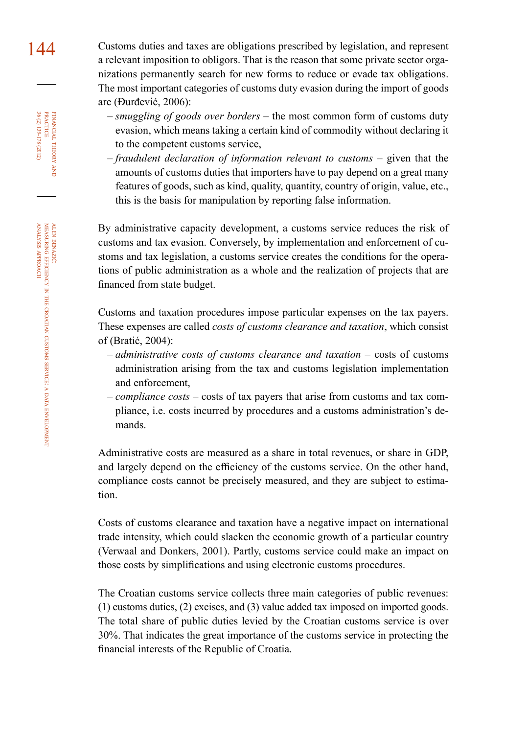Customs duties and taxes are obligations prescribed by legislation, and represent a relevant imposition to obligors. That is the reason that some private sector organizations permanently search for new forms to reduce or evade tax obligations. The most important categories of customs duty evasion during the import of goods are (Đurđević, 2006):

- *smuggling of goods over borders* – the most common form of customs duty evasion, which means taking a certain kind of commodity without declaring it to the competent customs service,
- *fraudulent declaration of information relevant to customs* – given that the amounts of customs duties that importers have to pay depend on a great many features of goods, such as kind, quality, quantity, country of origin, value, etc., this is the basis for manipulation by reporting false information.

By administrative capacity development, a customs service reduces the risk of customs and tax evasion. Conversely, by implementation and enforcement of customs and tax legislation, a customs service creates the conditions for the operations of public administration as a whole and the realization of projects that are financed from state budget.

Customs and taxation procedures impose particular expenses on the tax payers. These expenses are called *costs of customs clearance and taxation*, which consist of (Bratić, 2004):

- *administrative costs of customs clearance and taxation* – costs of customs administration arising from the tax and customs legislation implementation and enforcement,
- *compliance costs* – costs of tax payers that arise from customs and tax compliance, i.e. costs incurred by procedures and a customs administration's demands.

Administrative costs are measured as a share in total revenues, or share in GDP, and largely depend on the efficiency of the customs service. On the other hand, compliance costs cannot be precisely measured, and they are subject to estimation.

Costs of customs clearance and taxation have a negative impact on international trade intensity, which could slacken the economic growth of a particular country (Verwaal and Donkers, 2001). Partly, customs service could make an impact on those costs by simplifications and using electronic customs procedures.

The Croatian customs service collects three main categories of public revenues: (1) customs duties, (2) excises, and (3) value added tax imposed on imported goods. The total share of public duties levied by the Croatian customs service is over 30%. That indicates the great importance of the customs service in protecting the financial interests of the Republic of Croatia.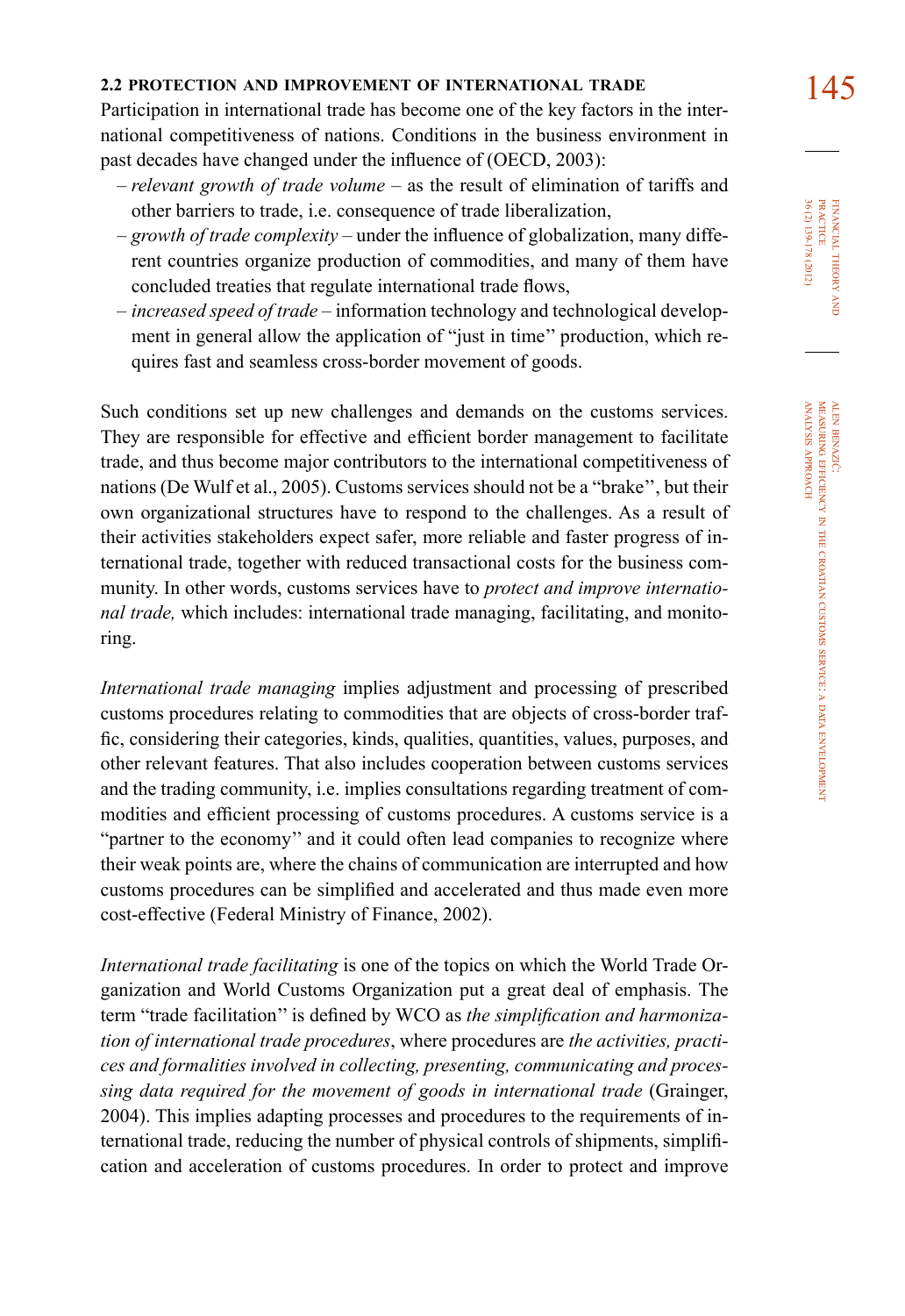### 2.2 PROTECTION AND IMPROVEMENT OF INTERNATIONAL TRADE

Participation in international trade has become one of the key factors in the international competitiveness of nations. Conditions in the business environment in past decades have changed under the influence of (OECD, 2003):

- *relevant growth of trade volume* – as the result of elimination of tariffs and other barriers to trade, i.e. consequence of trade liberalization,
- *growth of trade complexity* – under the influence of globalization, many different countries organize production of commodities, and many of them have concluded treaties that regulate international trade flows,
- *increased speed of trade* – information technology and technological development in general allow the application of "just in time" production, which requires fast and seamless cross-border movement of goods.

Such conditions set up new challenges and demands on the customs services. They are responsible for effective and efficient border management to facilitate trade, and thus become major contributors to the international competitiveness of nations (De Wulf et al., 2005). Customs services should not be a "brake", but their own organizational structures have to respond to the challenges. As a result of their activities stakeholders expect safer, more reliable and faster progress of international trade, together with reduced transactional costs for the business community. In other words, customs services have to *protect and improve international trade,* which includes: international trade managing, facilitating, and monitoring.

*International trade managing* implies adjustment and processing of prescribed customs procedures relating to commodities that are objects of cross-border traffic, considering their categories, kinds, qualities, quantities, values, purposes, and other relevant features. That also includes cooperation between customs services and the trading community, i.e. implies consultations regarding treatment of commodities and efficient processing of customs procedures. A customs service is a "partner to the economy" and it could often lead companies to recognize where their weak points are, where the chains of communication are interrupted and how customs procedures can be simplified and accelerated and thus made even more cost-effective (Federal Ministry of Finance, 2002).

*International trade facilitating* is one of the topics on which the World Trade Organization and World Customs Organization put a great deal of emphasis. The term "trade facilitation" is defined by WCO as *the simplification and harmonization of international trade procedures*, where procedures are *the activities, practices and formalities involved in collecting, presenting, communicating and processing data required for the movement of goods in international trade* (Grainger, 2004). This implies adapting processes and procedures to the requirements of international trade, reducing the number of physical controls of shipments, simplification and acceleration of customs procedures. In order to protect and improve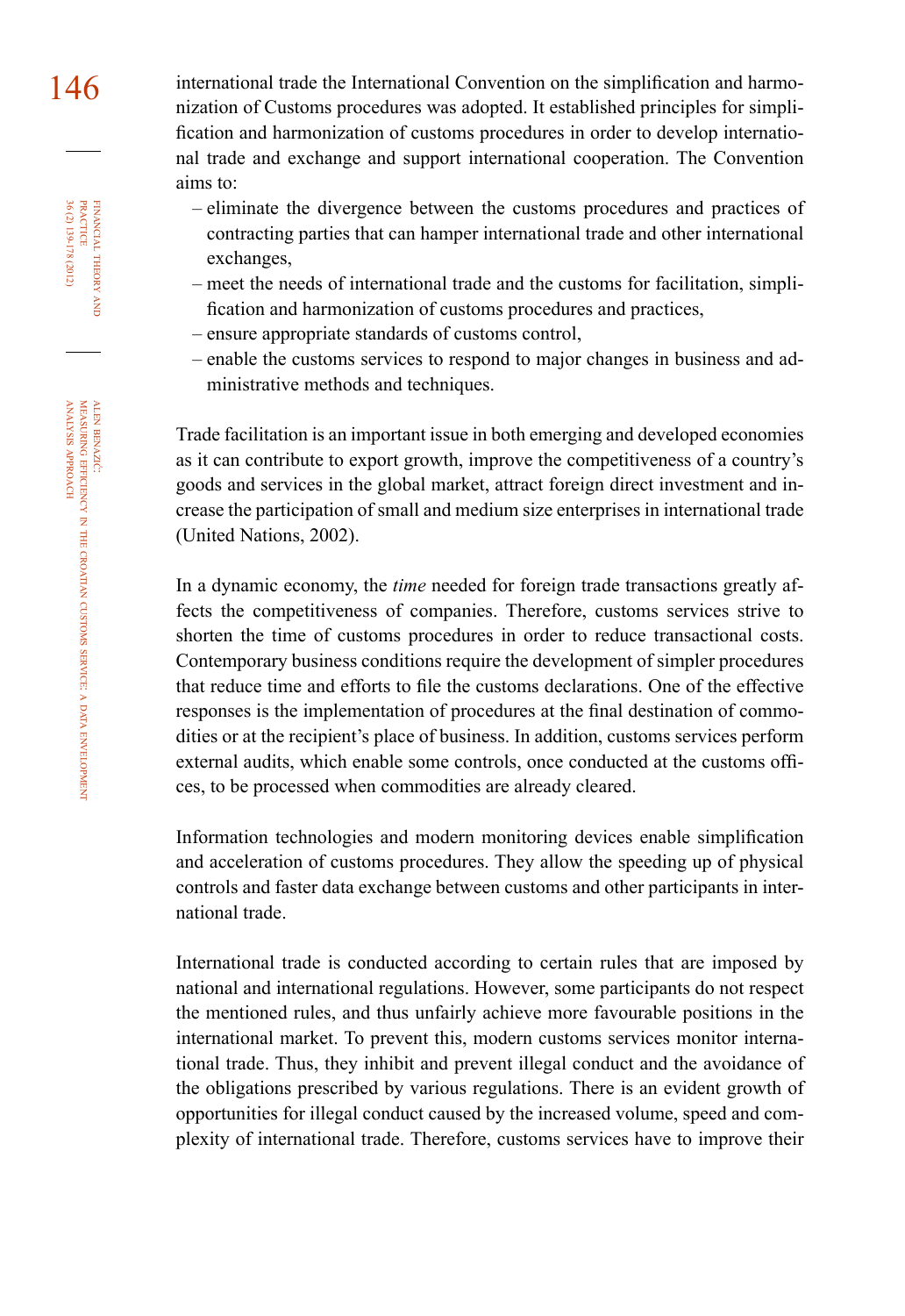international trade the International Convention on the simplification and harmonization of Customs procedures was adopted. It established principles for simplification and harmonization of customs procedures in order to develop international trade and exchange and support international cooperation. The Convention aims to:

- eliminate the divergence between the customs procedures and practices of contracting parties that can hamper international trade and other international exchanges,
- meet the needs of international trade and the customs for facilitation, simplification and harmonization of customs procedures and practices,
- ensure appropriate standards of customs control,
- enable the customs services to respond to major changes in business and administrative methods and techniques.

Trade facilitation is an important issue in both emerging and developed economies as it can contribute to export growth, improve the competitiveness of a country's goods and services in the global market, attract foreign direct investment and increase the participation of small and medium size enterprises in international trade (United Nations, 2002).

In a dynamic economy, the *time* needed for foreign trade transactions greatly affects the competitiveness of companies. Therefore, customs services strive to shorten the time of customs procedures in order to reduce transactional costs. Contemporary business conditions require the development of simpler procedures that reduce time and efforts to file the customs declarations. One of the effective responses is the implementation of procedures at the final destination of commodities or at the recipient's place of business. In addition, customs services perform external audits, which enable some controls, once conducted at the customs offices, to be processed when commodities are already cleared.

Information technologies and modern monitoring devices enable simplification and acceleration of customs procedures. They allow the speeding up of physical controls and faster data exchange between customs and other participants in international trade.

International trade is conducted according to certain rules that are imposed by national and international regulations. However, some participants do not respect the mentioned rules, and thus unfairly achieve more favourable positions in the international market. To prevent this, modern customs services monitor international trade. Thus, they inhibit and prevent illegal conduct and the avoidance of the obligations prescribed by various regulations. There is an evident growth of opportunities for illegal conduct caused by the increased volume, speed and complexity of international trade. Therefore, customs services have to improve their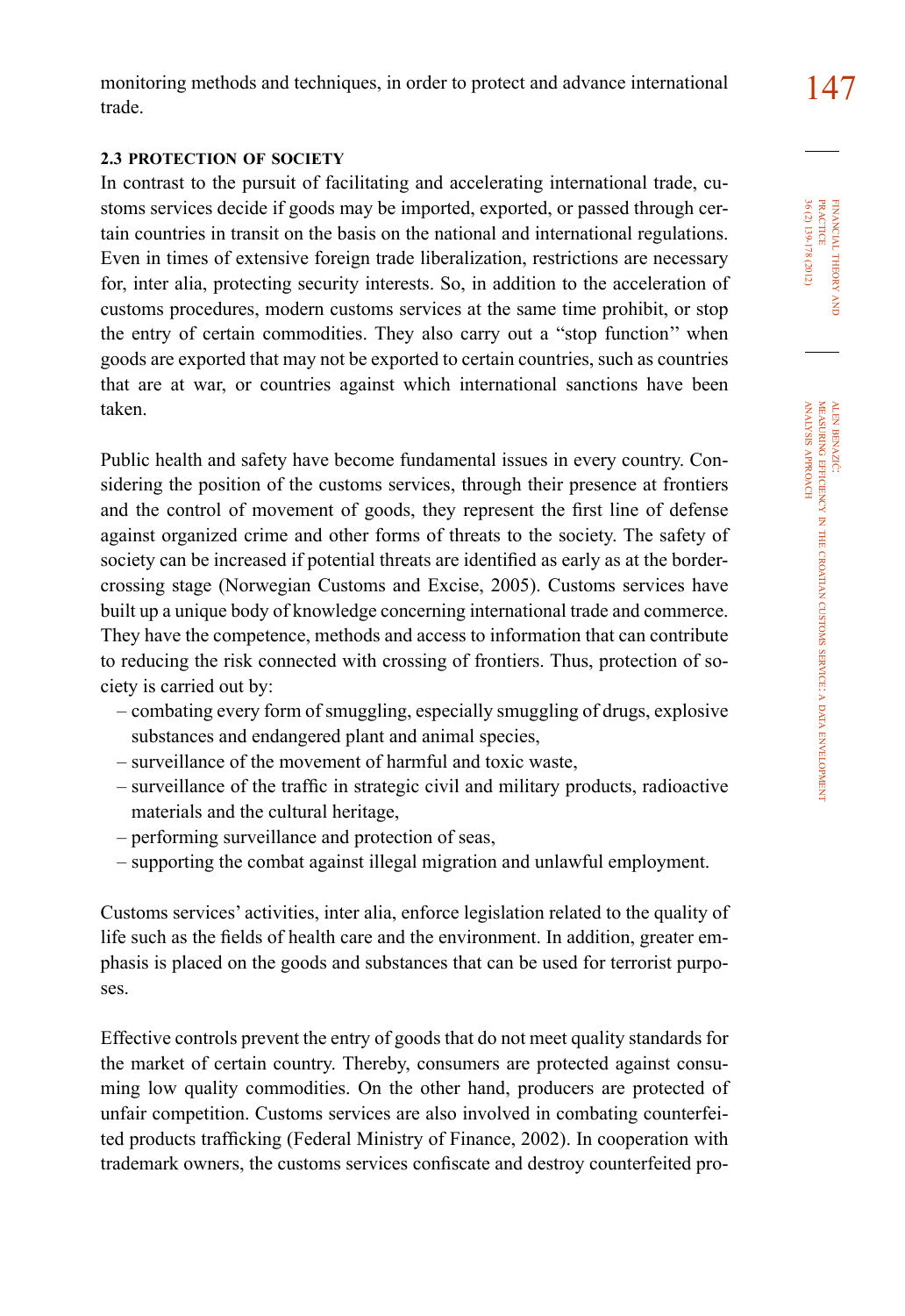monitoring methods and techniques, in order to protect and advance international trade.

### 2.3 PROTECTION OF SOCIETY

In contrast to the pursuit of facilitating and accelerating international trade, customs services decide if goods may be imported, exported, or passed through certain countries in transit on the basis on the national and international regulations. Even in times of extensive foreign trade liberalization, restrictions are necessary for, inter alia, protecting security interests. So, in addition to the acceleration of customs procedures, modern customs services at the same time prohibit, or stop the entry of certain commodities. They also carry out a "stop function" when goods are exported that may not be exported to certain countries, such as countries that are at war, or countries against which international sanctions have been taken.

Public health and safety have become fundamental issues in every country. Considering the position of the customs services, through their presence at frontiers and the control of movement of goods, they represent the first line of defense against organized crime and other forms of threats to the society. The safety of society can be increased if potential threats are identified as early as at the border-crossing stage (Norwegian Customs and Excise, 2005). Customs services have built up a unique body of knowledge concerning international trade and commerce. They have the competence, methods and access to information that can contribute to reducing the risk connected with crossing of frontiers. Thus, protection of society is carried out by:

- combating every form of smuggling, especially smuggling of drugs, explosive substances and endangered plant and animal species,
- surveillance of the movement of harmful and toxic waste,
- surveillance of the traffic in strategic civil and military products, radioactive materials and the cultural heritage,
- performing surveillance and protection of seas,
- supporting the combat against illegal migration and unlawful employment.

Customs services' activities, inter alia, enforce legislation related to the quality of life such as the fields of health care and the environment. In addition, greater emphasis is placed on the goods and substances that can be used for terrorist purposes.

Effective controls prevent the entry of goods that do not meet quality standards for the market of certain country. Thereby, consumers are protected against consuming low quality commodities. On the other hand, producers are protected of unfair competition. Customs services are also involved in combating counterfeited products trafficking (Federal Ministry of Finance, 2002). In cooperation with trademark owners, the customs services confiscate and destroy counterfeited pro-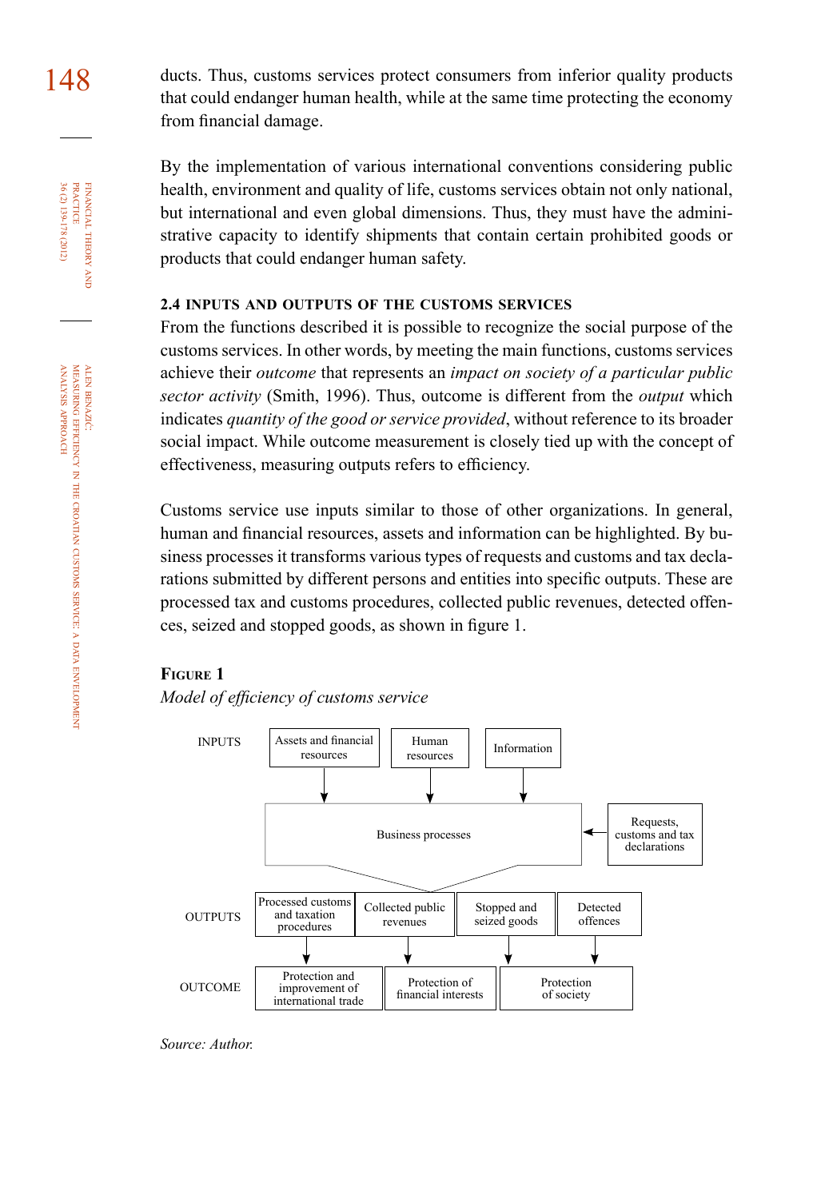ducts. Thus, customs services protect consumers from inferior quality products that could endanger human health, while at the same time protecting the economy from financial damage.

By the implementation of various international conventions considering public health, environment and quality of life, customs services obtain not only national, but international and even global dimensions. Thus, they must have the administrative capacity to identify shipments that contain certain prohibited goods or products that could endanger human safety.

### 2.4 INPUTS AND OUTPUTS OF THE CUSTOMS SERVICES

From the functions described it is possible to recognize the social purpose of the customs services. In other words, by meeting the main functions, customs services achieve their *outcome* that represents an *impact on society of a particular public sector activity* (Smith, 1996). Thus, outcome is different from the *output* which indicates *quantity of the good or service provided*, without reference to its broader social impact. While outcome measurement is closely tied up with the concept of effectiveness, measuring outputs refers to efficiency.

Customs service use inputs similar to those of other organizations. In general, human and financial resources, assets and information can be highlighted. By business processes it transforms various types of requests and customs and tax declarations submitted by different persons and entities into specific outputs. These are processed tax and customs procedures, collected public revenues, detected offences, seized and stopped goods, as shown in figure 1.

**Figure 1**

*Model of efficiency of customs service*

INPUTS
Assets and financial resources
Human resources
Information

Business processes
Requests, customs and tax declarations

OUTPUTS
Processed customs and taxation procedures
Collected public revenues
Stopped and seized goods
Detected offences

OUTCOME
Protection and improvement of international trade
Protection of financial interests
Protection of society

*Source: Author.*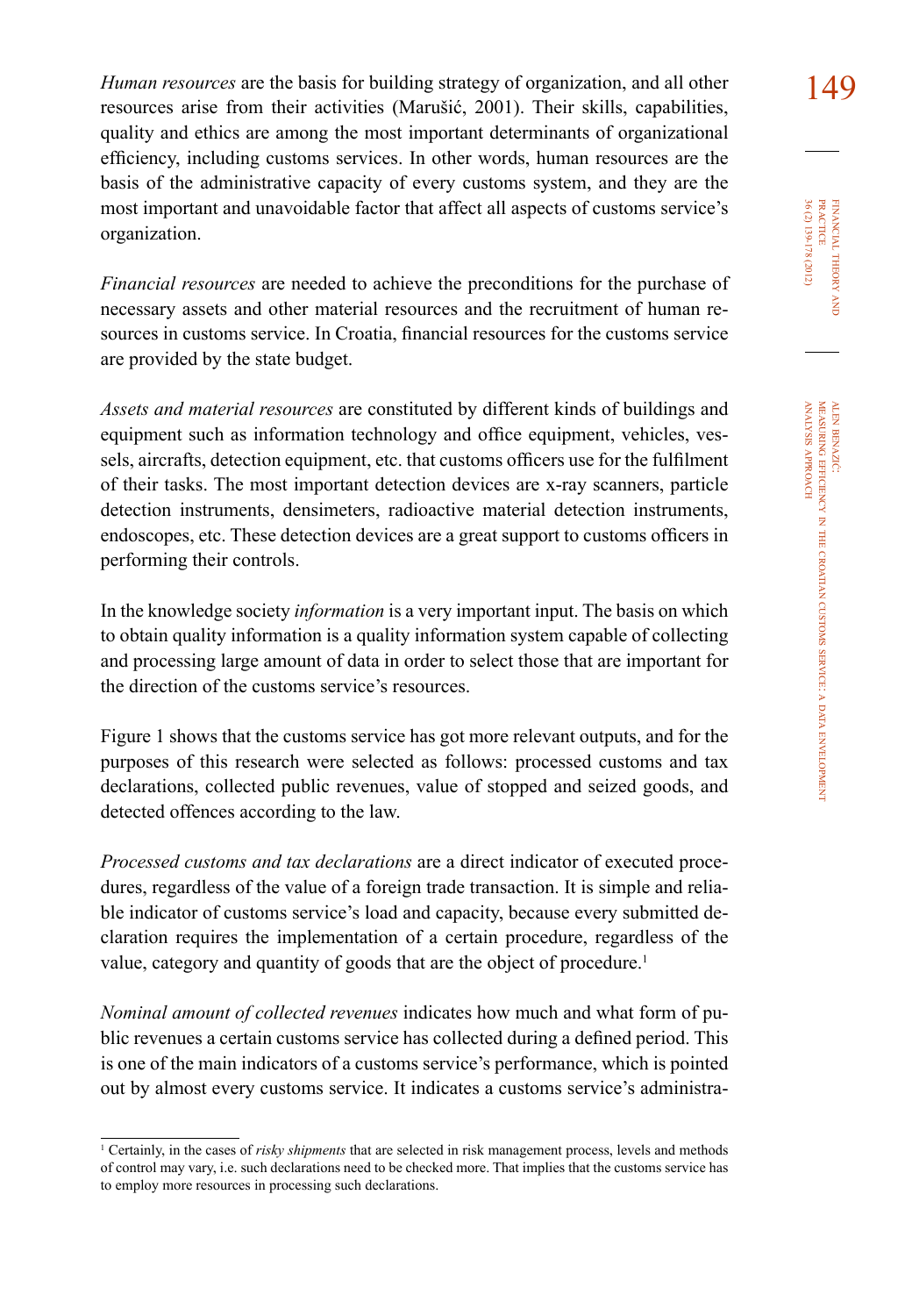*Human resources* are the basis for building strategy of organization, and all other resources arise from their activities (Marušić, 2001). Their skills, capabilities, quality and ethics are among the most important determinants of organizational efficiency, including customs services. In other words, human resources are the basis of the administrative capacity of every customs system, and they are the most important and unavoidable factor that affect all aspects of customs service's organization.

*Financial resources* are needed to achieve the preconditions for the purchase of necessary assets and other material resources and the recruitment of human resources in customs service. In Croatia, financial resources for the customs service are provided by the state budget.

*Assets and material resources* are constituted by different kinds of buildings and equipment such as information technology and office equipment, vehicles, vessels, aircrafts, detection equipment, etc. that customs officers use for the fulfilment of their tasks. The most important detection devices are x-ray scanners, particle detection instruments, densimeters, radioactive material detection instruments, endoscopes, etc. These detection devices are a great support to customs officers in performing their controls.

In the knowledge society *information* is a very important input. The basis on which to obtain quality information is a quality information system capable of collecting and processing large amount of data in order to select those that are important for the direction of the customs service's resources.

Figure 1 shows that the customs service has got more relevant outputs, and for the purposes of this research were selected as follows: processed customs and tax declarations, collected public revenues, value of stopped and seized goods, and detected offences according to the law.

*Processed customs and tax declarations* are a direct indicator of executed procedures, regardless of the value of a foreign trade transaction. It is simple and reliable indicator of customs service's load and capacity, because every submitted declaration requires the implementation of a certain procedure, regardless of the value, category and quantity of goods that are the object of procedure.[1]

*Nominal amount of collected revenues* indicates how much and what form of public revenues a certain customs service has collected during a defined period. This is one of the main indicators of a customs service's performance, which is pointed out by almost every customs service. It indicates a customs service's administra-

[1] Certainly, in the cases of *risky shipments* that are selected in risk management process, levels and methods of control may vary, i.e. such declarations need to be checked more. That implies that the customs service has to employ more resources in processing such declarations.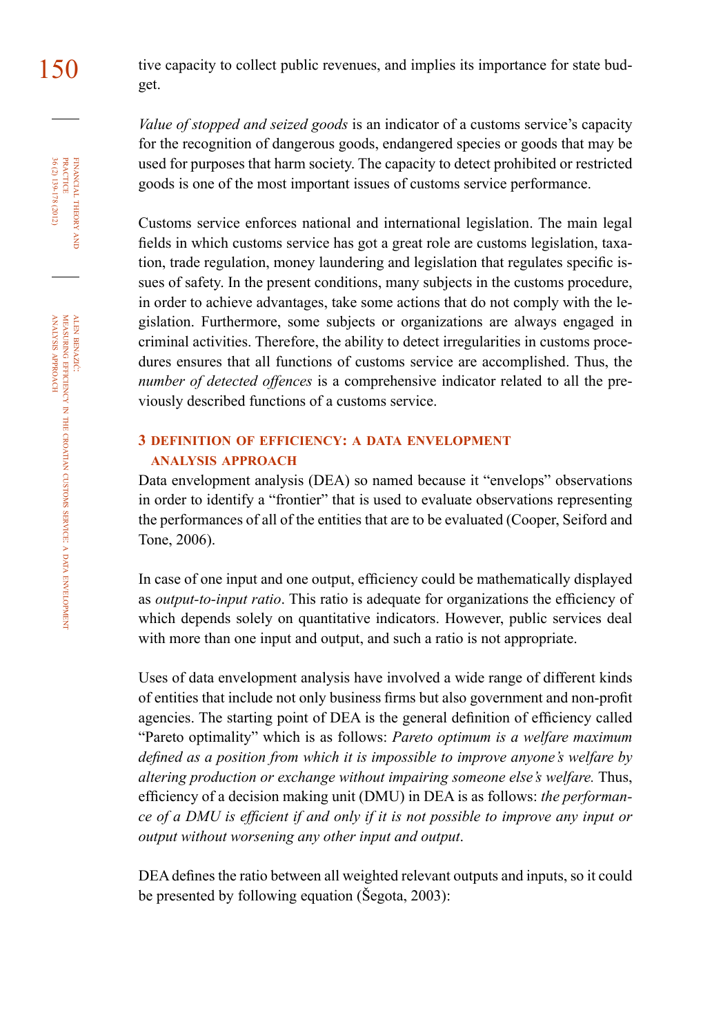tive capacity to collect public revenues, and implies its importance for state budget.

*Value of stopped and seized goods* is an indicator of a customs service's capacity for the recognition of dangerous goods, endangered species or goods that may be used for purposes that harm society. The capacity to detect prohibited or restricted goods is one of the most important issues of customs service performance.

Customs service enforces national and international legislation. The main legal fields in which customs service has got a great role are customs legislation, taxation, trade regulation, money laundering and legislation that regulates specific issues of safety. In the present conditions, many subjects in the customs procedure, in order to achieve advantages, take some actions that do not comply with the legislation. Furthermore, some subjects or organizations are always engaged in criminal activities. Therefore, the ability to detect irregularities in customs procedures ensures that all functions of customs service are accomplished. Thus, the *number of detected offences* is a comprehensive indicator related to all the previously described functions of a customs service.

## 3 DEFINITION OF EFFICIENCY: A DATA ENVELOPMENT ANALYSIS APPROACH

Data envelopment analysis (DEA) so named because it "envelops" observations in order to identify a "frontier" that is used to evaluate observations representing the performances of all of the entities that are to be evaluated (Cooper, Seiford and Tone, 2006).

In case of one input and one output, efficiency could be mathematically displayed as *output-to-input ratio*. This ratio is adequate for organizations the efficiency of which depends solely on quantitative indicators. However, public services deal with more than one input and output, and such a ratio is not appropriate.

Uses of data envelopment analysis have involved a wide range of different kinds of entities that include not only business firms but also government and non-profit agencies. The starting point of DEA is the general definition of efficiency called "Pareto optimality" which is as follows: *Pareto optimum is a welfare maximum defined as a position from which it is impossible to improve anyone's welfare by altering production or exchange without impairing someone else's welfare.* Thus, efficiency of a decision making unit (DMU) in DEA is as follows: *the performance of a DMU is efficient if and only if it is not possible to improve any input or output without worsening any other input and output*.

DEA defines the ratio between all weighted relevant outputs and inputs, so it could be presented by following equation (Šegota, 2003):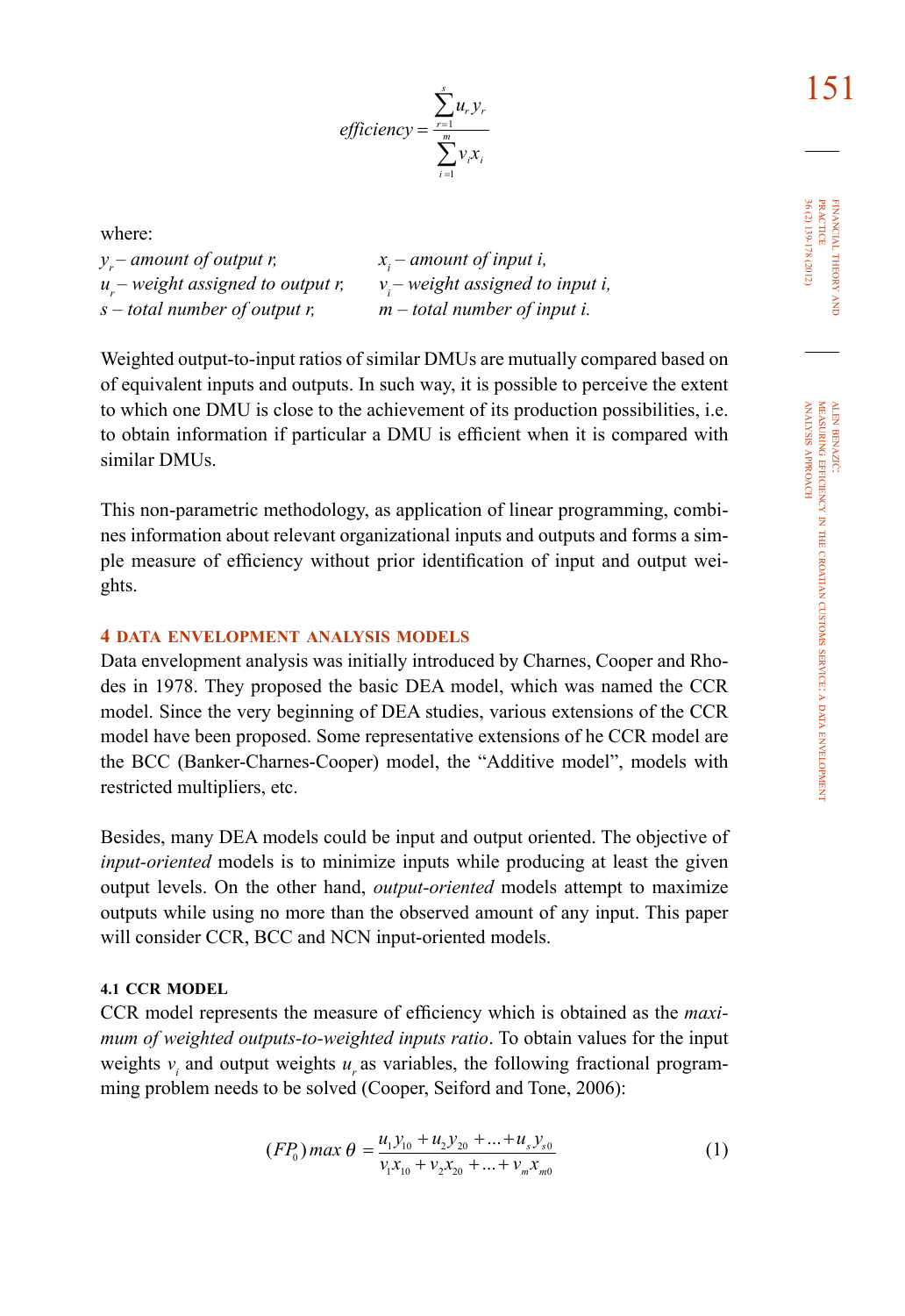$$efficiency = \frac{\sum_{r=1}^{s} u_r y_r}{\sum_{i=1}^{m} v_i x_i}$$

where:

| | |
|---|---|
| $y_r$ – *amount of output r,* | $x_i$ – *amount of input i,* |
| $u_r$ – *weight assigned to output r,* | $v_i$ – *weight assigned to input i,* |
| *s – total number of output r,* | *m – total number of input i.* |

Weighted output-to-input ratios of similar DMUs are mutually compared based on of equivalent inputs and outputs. In such way, it is possible to perceive the extent to which one DMU is close to the achievement of its production possibilities, i.e. to obtain information if particular a DMU is efficient when it is compared with similar DMUs.

This non-parametric methodology, as application of linear programming, combines information about relevant organizational inputs and outputs and forms a simple measure of efficiency without prior identification of input and output weights.

## 4 DATA ENVELOPMENT ANALYSIS MODELS

Data envelopment analysis was initially introduced by Charnes, Cooper and Rhodes in 1978. They proposed the basic DEA model, which was named the CCR model. Since the very beginning of DEA studies, various extensions of the CCR model have been proposed. Some representative extensions of he CCR model are the BCC (Banker-Charnes-Cooper) model, the "Additive model", models with restricted multipliers, etc.

Besides, many DEA models could be input and output oriented. The objective of *input-oriented* models is to minimize inputs while producing at least the given output levels. On the other hand, *output-oriented* models attempt to maximize outputs while using no more than the observed amount of any input. This paper will consider CCR, BCC and NCN input-oriented models.

### 4.1 CCR MODEL

CCR model represents the measure of efficiency which is obtained as the *maximum of weighted outputs-to-weighted inputs ratio*. To obtain values for the input weights $v_i$ and output weights $u_r$ as variables, the following fractional programming problem needs to be solved (Cooper, Seiford and Tone, 2006):

$$(FP_0)\, max\, \theta = \frac{u_1 y_{10} + u_2 y_{20} + \ldots + u_s y_{s0}}{v_1 x_{10} + v_2 x_{20} + \ldots + v_m x_{m0}} \tag{1}$$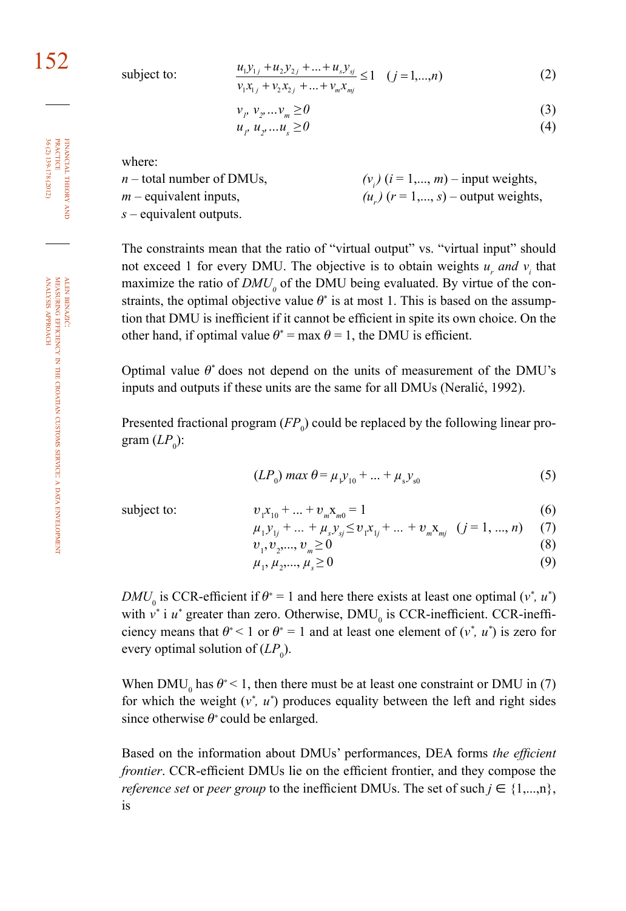subject to:

$$\frac{u_1 y_{1j} + u_2 y_{2j} + ... + u_s y_{sj}}{v_1 x_{1j} + v_2 x_{2j} + ... + v_m x_{mj}} \leq 1 \quad (j = 1,...,n) \tag{2}$$

$$v_1, v_2, ... v_m \geq 0 \tag{3}$$

$$u_1, u_2, ... u_s \geq 0 \tag{4}$$

where:

$n$ – total number of DMUs,

$m$ – equivalent inputs,

$s$ – equivalent outputs.

$(v_i)$ $(i = 1,..., m)$ – input weights,

$(u_r)$ $(r = 1,..., s)$ – output weights,

The constraints mean that the ratio of "virtual output" vs. "virtual input" should not exceed 1 for every DMU. The objective is to obtain weights $u_r$ *and* $v_i$ that maximize the ratio of $DMU_0$ of the DMU being evaluated. By virtue of the constraints, the optimal objective value $\theta^*$ is at most 1. This is based on the assumption that DMU is inefficient if it cannot be efficient in spite its own choice. On the other hand, if optimal value $\theta^* = \max \theta = 1$, the DMU is efficient.

Optimal value $\theta^*$ does not depend on the units of measurement of the DMU's inputs and outputs if these units are the same for all DMUs (Neralić, 1992).

Presented fractional program ($FP_0$) could be replaced by the following linear program ($LP_0$):

$$(LP_0) \ max\ \theta = \mu_1 y_{10} + ... + \mu_s y_{s0} \tag{5}$$

subject to:

$$\upsilon_1 x_{10} + ... + \upsilon_m x_{m0} = 1 \tag{6}$$

$$\mu_1 y_{1j} + ... + \mu_s y_{sj} \leq \upsilon_1 x_{1j} + ... + \upsilon_m x_{mj} \quad (j = 1, ..., n) \tag{7}$$

$$\upsilon_1, \upsilon_2, ..., \upsilon_m \geq 0 \tag{8}$$

$$\mu_1, \mu_2, ..., \mu_s \geq 0 \tag{9}$$

$DMU_0$ is CCR-efficient if $\theta^* = 1$ and here there exists at least one optimal $(v^*, u^*)$ with $v^*$ i $u^*$ greater than zero. Otherwise, $DMU_0$ is CCR-inefficient. CCR-inefficiency means that $\theta^* < 1$ or $\theta^* = 1$ and at least one element of $(v^*, u^*)$ is zero for every optimal solution of ($LP_0$).

When $DMU_0$ has $\theta^* < 1$, then there must be at least one constraint or DMU in (7) for which the weight $(v^*, u^*)$ produces equality between the left and right sides since otherwise $\theta^*$ could be enlarged.

Based on the information about DMUs' performances, DEA forms *the efficient frontier*. CCR-efficient DMUs lie on the efficient frontier, and they compose the *reference set* or *peer group* to the inefficient DMUs. The set of such $j \in \{1,...,n\}$, is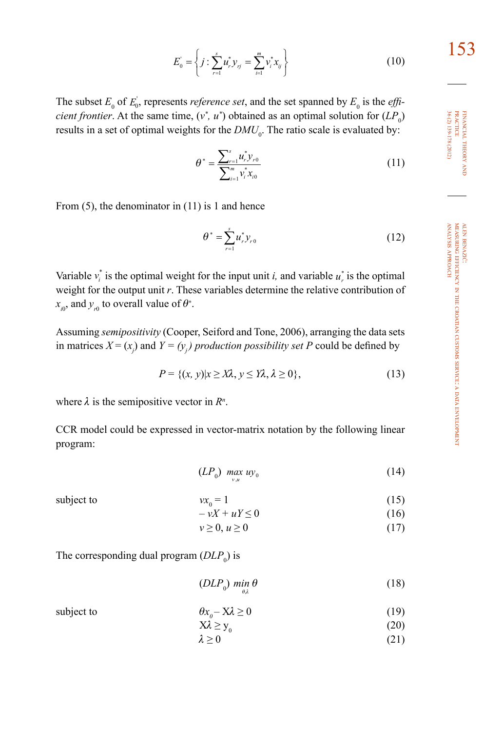$$E_0' = \left\{ j : \sum_{r=1}^{s} u_r^* y_{rj} = \sum_{i=1}^{m} v_i^* x_{ij} \right\} \tag{10}$$

The subset $E_0$ of $E_0'$, represents *reference set*, and the set spanned by $E_0$ is the *efficient frontier*. At the same time, $(v^*, u^*)$ obtained as an optimal solution for $(LP_0)$ results in a set of optimal weights for the $DMU_0$. The ratio scale is evaluated by:

$$\theta^* = \frac{\sum_{r=1}^{s} u_r^* y_{r0}}{\sum_{i=1}^{m} v_i^* x_{i0}} \tag{11}$$

From (5), the denominator in (11) is 1 and hence

$$\theta^* = \sum_{r=1}^{s} u_r^* y_{r0} \tag{12}$$

Variable $v_i^*$ is the optimal weight for the input unit *i,* and variable $u_r^*$ is the optimal weight for the output unit *r*. These variables determine the relative contribution of $x_{i0}$, and $y_{r0}$ to overall value of $\theta^*$.

Assuming *semipositivity* (Cooper, Seiford and Tone, 2006), arranging the data sets in matrices $X = (x_j)$ and $Y = (y_j)$ *production possibility set* $P$ could be defined by

$$P = \{(x, y) | x \geq X\lambda, y \leq Y\lambda, \lambda \geq 0\}, \tag{13}$$

where $\lambda$ is the semipositive vector in $R^n$.

CCR model could be expressed in vector-matrix notation by the following linear program:

$$(LP_0) \quad \max_{v,u} \; uy_0 \tag{14}$$

subject to

$$vx_0 = 1 \tag{15}$$

$$-vX + uY \leq 0 \tag{16}$$

$$v \geq 0, u \geq 0 \tag{17}$$

The corresponding dual program $(DLP_0)$ is

$$(DLP_0) \quad \min_{\theta,\lambda} \; \theta \tag{18}$$

subject to

$$\theta x_0 - X\lambda \geq 0 \tag{19}$$

$$X\lambda \geq y_0 \tag{20}$$

$$\lambda \geq 0 \tag{21}$$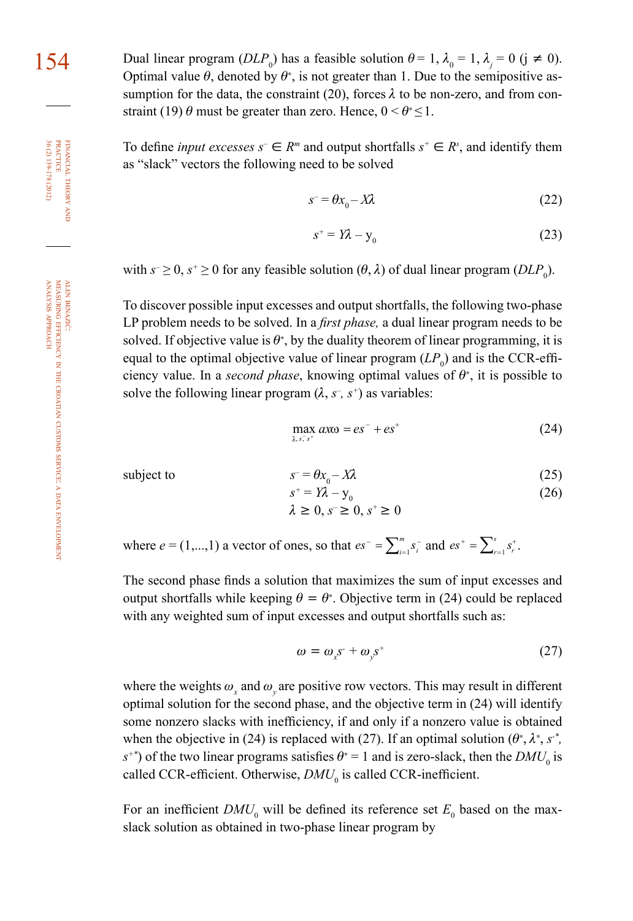Dual linear program ($DLP_0$) has a feasible solution $\theta = 1$, $\lambda_0 = 1$, $\lambda_j = 0$ ($j \neq 0$). Optimal value $\theta$, denoted by $\theta^*$, is not greater than 1. Due to the semipositive assumption for the data, the constraint (20), forces $\lambda$ to be non-zero, and from constraint (19) $\theta$ must be greater than zero. Hence, $0 < \theta^* \leq 1$.

To define *input excesses* $s^- \in R^m$ and output shortfalls $s^+ \in R^s$, and identify them as "slack" vectors the following need to be solved

$$s^- = \theta x_0 - X\lambda \tag{22}$$

$$s^+ = Y\lambda - y_0 \tag{23}$$

with $s^- \geq 0$, $s^+ \geq 0$ for any feasible solution $(\theta, \lambda)$ of dual linear program ($DLP_0$).

To discover possible input excesses and output shortfalls, the following two-phase LP problem needs to be solved. In a *first phase,* a dual linear program needs to be solved. If objective value is $\theta^*$, by the duality theorem of linear programming, it is equal to the optimal objective value of linear program ($LP_0$) and is the CCR-efficiency value. In a *second phase*, knowing optimal values of $\theta^*$, it is possible to solve the following linear program ($\lambda$, $s^-$, $s^+$) as variables:

$$\max_{\lambda, s^-, s^+} ax\omega = es^- + es^+ \tag{24}$$

subject to

$$s^- = \theta x_0 - X\lambda \tag{25}$$

$$s^+ = Y\lambda - y_0 \tag{26}$$

$$\lambda \geq 0,\ s^- \geq 0,\ s^+ \geq 0$$

where $e = (1,...,1)$ a vector of ones, so that $es^- = \sum_{i=1}^{m} s_i^-$ and $es^+ = \sum_{r=1}^{s} s_r^+$.

The second phase finds a solution that maximizes the sum of input excesses and output shortfalls while keeping $\theta = \theta^*$. Objective term in (24) could be replaced with any weighted sum of input excesses and output shortfalls such as:

$$\omega = \omega_x s^- + \omega_y s^+ \tag{27}$$

where the weights $\omega_x$ and $\omega_y$ are positive row vectors. This may result in different optimal solution for the second phase, and the objective term in (24) will identify some nonzero slacks with inefficiency, if and only if a nonzero value is obtained when the objective in (24) is replaced with (27). If an optimal solution ($\theta^*$, $\lambda^*$, $s^{-*}$, $s^{+*}$) of the two linear programs satisfies $\theta^* = 1$ and is zero-slack, then the $DMU_0$ is called CCR-efficient. Otherwise, $DMU_0$ is called CCR-inefficient.

For an inefficient $DMU_0$ will be defined its reference set $E_0$ based on the max-slack solution as obtained in two-phase linear program by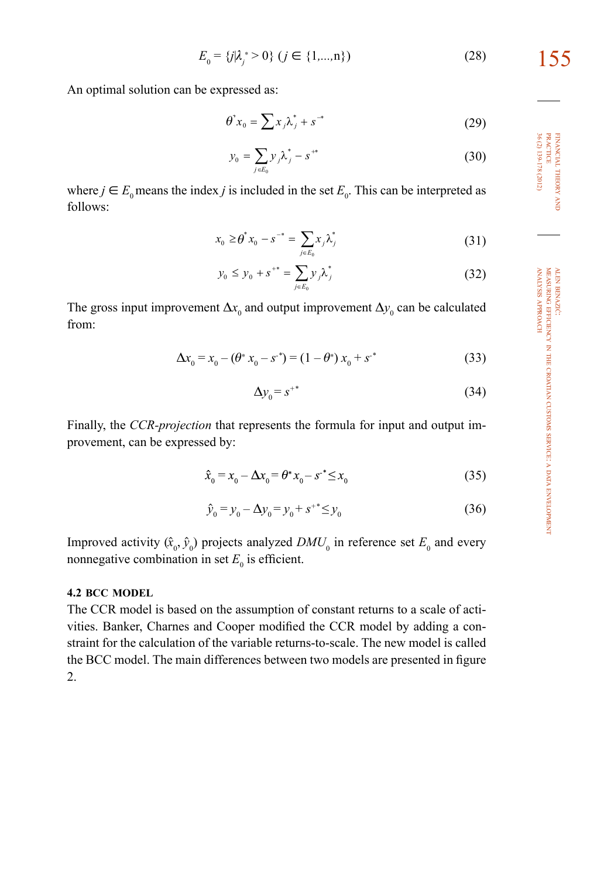$$E_0 = \{j|\lambda_j^* > 0\}\ (j \in \{1,...,n\}) \tag{28}$$

An optimal solution can be expressed as:

$$\theta^* x_0 = \sum x_j \lambda_j^* + s^{-*} \tag{29}$$

$$y_0 = \sum_{j \in E_0} y_j \lambda_j^* - s^{+*} \tag{30}$$

where $j \in E_0$ means the index $j$ is included in the set $E_0$. This can be interpreted as follows:

$$x_0 \geq \theta^* x_0 - s^{-*} = \sum_{j \in E_0} x_j \lambda_j^* \tag{31}$$

$$y_0 \leq y_0 + s^{+*} = \sum_{j \in E_0} y_j \lambda_j^* \tag{32}$$

The gross input improvement $\Delta x_0$ and output improvement $\Delta y_0$ can be calculated from:

$$\Delta x_0 = x_0 - (\theta^* x_0 - s^{-*}) = (1 - \theta^*)\, x_0 + s^{-*} \tag{33}$$

$$\Delta y_0 = s^{+*} \tag{34}$$

Finally, the *CCR-projection* that represents the formula for input and output improvement, can be expressed by:

$$\hat{x}_0 = x_0 - \Delta x_0 = \theta^* x_0 - s^{-*} \leq x_0 \tag{35}$$

$$\hat{y}_0 = y_0 - \Delta y_0 = y_0 + s^{+*} \leq y_0 \tag{36}$$

Improved activity $(\hat{x}_0, \hat{y}_0)$ projects analyzed $DMU_0$ in reference set $E_0$ and every nonnegative combination in set $E_0$ is efficient.

### 4.2 BCC MODEL

The CCR model is based on the assumption of constant returns to a scale of activities. Banker, Charnes and Cooper modified the CCR model by adding a constraint for the calculation of the variable returns-to-scale. The new model is called the BCC model. The main differences between two models are presented in figure 2.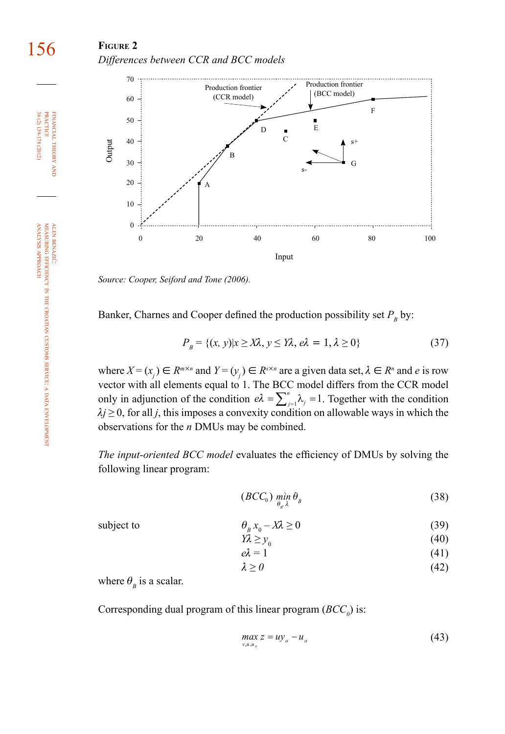**Figure 2**

*Differences between CCR and BCC models*

Production frontier (CCR model)

Production frontier (BCC model)

Output

Input

0
10
20
30
40
50
60
70

0
20
40
60
80
100

A
B
C
D
E
F
G
s+
s-

*Source: Cooper, Seiford and Tone (2006).*

Banker, Charnes and Cooper defined the production possibility set $P_B$ by:

$$P_B = \{(x, y) | x \geq X\lambda, y \leq Y\lambda, e\lambda = 1, \lambda \geq 0\} \tag{37}$$

where $X = (x_j) \in R^{m \times n}$ and $Y = (y_j) \in R^{s \times n}$ are a given data set, $\lambda \in R^n$ and $e$ is row vector with all elements equal to 1. The BCC model differs from the CCR model only in adjunction of the condition $e\lambda = \sum_{j=1}^{n} \lambda_j = 1$. Together with the condition $\lambda j \geq 0$, for all $j$, this imposes a convexity condition on allowable ways in which the observations for the $n$ DMUs may be combined.

*The input-oriented BCC model* evaluates the efficiency of DMUs by solving the following linear program:

$$(BCC_0) \min_{\theta_B, \lambda} \theta_B \tag{38}$$

subject to

$$\theta_B x_0 - X\lambda \geq 0 \tag{39}$$

$$Y\lambda \geq y_0 \tag{40}$$

$$e\lambda = 1 \tag{41}$$

$$\lambda \geq 0 \tag{42}$$

where $\theta_B$ is a scalar.

Corresponding dual program of this linear program ($BCC_0$) is:

$$\max_{v,u,u_o} z = uy_o - u_o \tag{43}$$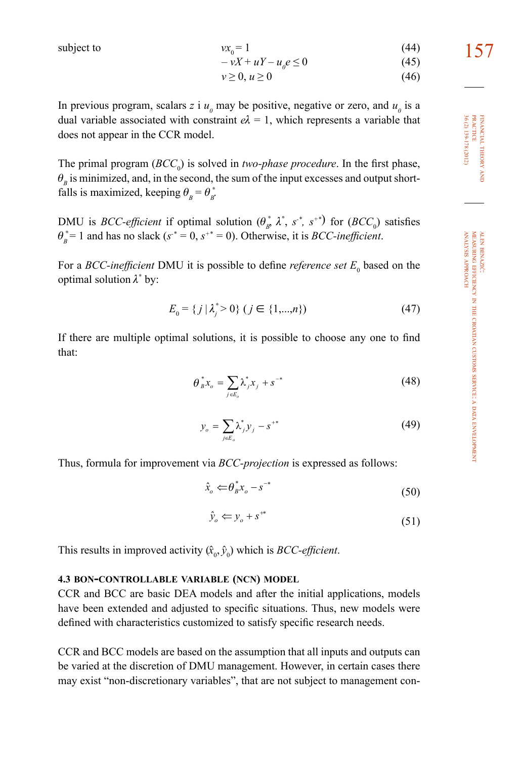subject to

$$vx_0 = 1 \tag{44}$$

$$-vX + uY - u_0 e \leq 0 \tag{45}$$

$$v \geq 0, u \geq 0 \tag{46}$$

In previous program, scalars $z$ i $u_0$ may be positive, negative or zero, and $u_0$ is a dual variable associated with constraint $e\lambda = 1$, which represents a variable that does not appear in the CCR model.

The primal program ($BCC_0$) is solved in *two-phase procedure*. In the first phase, $\theta_B$ is minimized, and, in the second, the sum of the input excesses and output shortfalls is maximized, keeping $\theta_B = \theta_B^*$.

DMU is *BCC-efficient* if optimal solution ($\theta_B^*$, $\lambda^*$, $s^{-*}$, $s^{+*}$) for ($BCC_0$) satisfies $\theta_B^* = 1$ and has no slack ($s^{-*} = 0$, $s^{+*} = 0$). Otherwise, it is *BCC-inefficient*.

For a *BCC-inefficient* DMU it is possible to define *reference set* $E_0$ based on the optimal solution $\lambda^*$ by:

$$E_0 = \{ j \mid \lambda_j^* > 0 \} \; (j \in \{1,...,n\}) \tag{47}$$

If there are multiple optimal solutions, it is possible to choose any one to find that:

$$\theta_B^* x_o = \sum_{j \in E_o} \lambda_j^* x_j + s^{-*} \tag{48}$$

$$y_o = \sum_{j \in E_o} \lambda_j^* y_j - s^{+*} \tag{49}$$

Thus, formula for improvement via *BCC-projection* is expressed as follows:

$$\hat{x}_o \Leftarrow \theta_B^* x_o - s^{-*} \tag{50}$$

$$\hat{y}_o \Leftarrow y_o + s^{+*} \tag{51}$$

This results in improved activity ($\hat{x}_0, \hat{y}_0$) which is *BCC-efficient*.

#### 4.3 BON-CONTROLLABLE VARIABLE (NCN) MODEL

CCR and BCC are basic DEA models and after the initial applications, models have been extended and adjusted to specific situations. Thus, new models were defined with characteristics customized to satisfy specific research needs.

CCR and BCC models are based on the assumption that all inputs and outputs can be varied at the discretion of DMU management. However, in certain cases there may exist "non-discretionary variables", that are not subject to management con-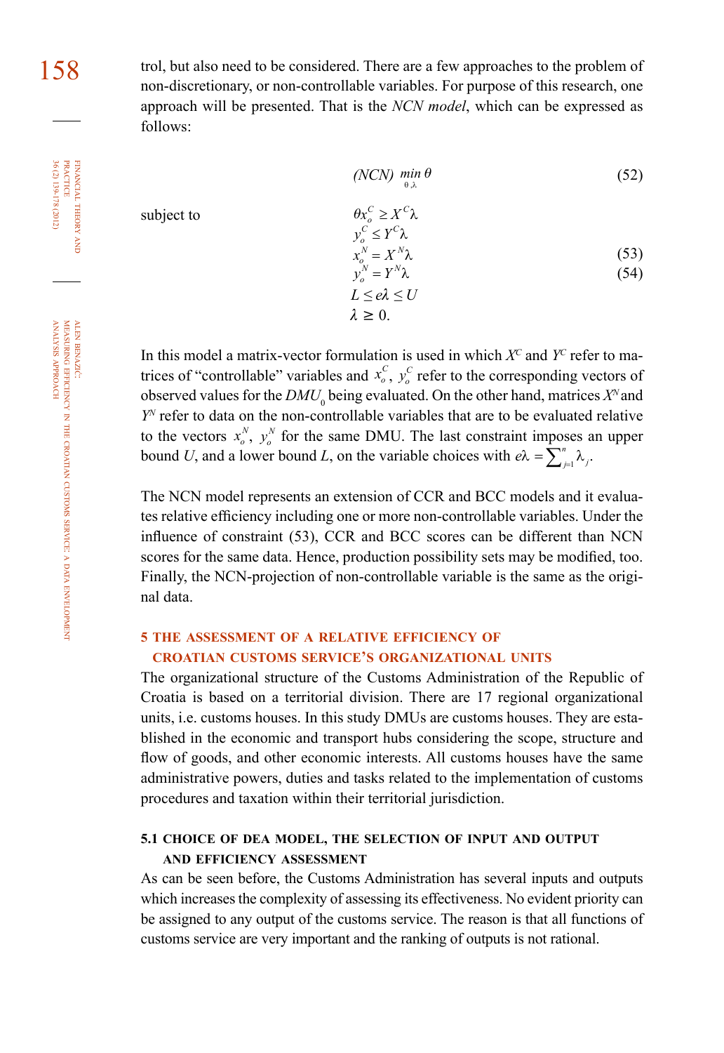trol, but also need to be considered. There are a few approaches to the problem of non-discretionary, or non-controllable variables. For purpose of this research, one approach will be presented. That is the *NCN model*, which can be expressed as follows:

$$(NCN)\ \min_{\theta,\lambda} \theta \tag{52}$$

subject to

$$\theta x_o^C \geq X^C \lambda$$
$$y_o^C \leq Y^C \lambda$$
$$x_o^N = X^N \lambda \tag{53}$$
$$y_o^N = Y^N \lambda \tag{54}$$
$$L \leq e\lambda \leq U$$
$$\lambda \geq 0.$$

In this model a matrix-vector formulation is used in which $X^C$ and $Y^C$ refer to matrices of "controllable" variables and $x_o^C$, $y_o^C$ refer to the corresponding vectors of observed values for the $DMU_0$ being evaluated. On the other hand, matrices $X^N$ and $Y^N$ refer to data on the non-controllable variables that are to be evaluated relative to the vectors $x_o^N$, $y_o^N$ for the same DMU. The last constraint imposes an upper bound $U$, and a lower bound $L$, on the variable choices with $e\lambda = \sum_{j=1}^{n} \lambda_j$.

The NCN model represents an extension of CCR and BCC models and it evaluates relative efficiency including one or more non-controllable variables. Under the influence of constraint (53), CCR and BCC scores can be different than NCN scores for the same data. Hence, production possibility sets may be modified, too. Finally, the NCN-projection of non-controllable variable is the same as the original data.

## 5 THE ASSESSMENT OF A RELATIVE EFFICIENCY OF CROATIAN CUSTOMS SERVICE'S ORGANIZATIONAL UNITS

The organizational structure of the Customs Administration of the Republic of Croatia is based on a territorial division. There are 17 regional organizational units, i.e. customs houses. In this study DMUs are customs houses. They are established in the economic and transport hubs considering the scope, structure and flow of goods, and other economic interests. All customs houses have the same administrative powers, duties and tasks related to the implementation of customs procedures and taxation within their territorial jurisdiction.

### 5.1 CHOICE OF DEA MODEL, THE SELECTION OF INPUT AND OUTPUT AND EFFICIENCY ASSESSMENT

As can be seen before, the Customs Administration has several inputs and outputs which increases the complexity of assessing its effectiveness. No evident priority can be assigned to any output of the customs service. The reason is that all functions of customs service are very important and the ranking of outputs is not rational.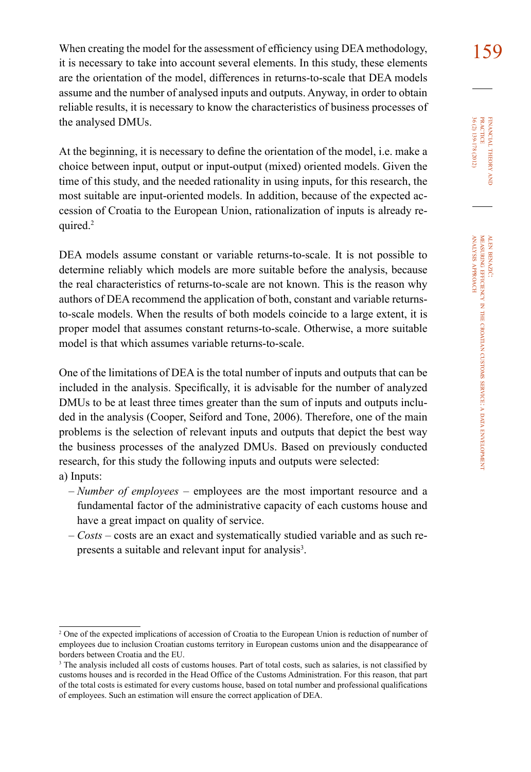When creating the model for the assessment of efficiency using DEA methodology, it is necessary to take into account several elements. In this study, these elements are the orientation of the model, differences in returns-to-scale that DEA models assume and the number of analysed inputs and outputs. Anyway, in order to obtain reliable results, it is necessary to know the characteristics of business processes of the analysed DMUs.

At the beginning, it is necessary to define the orientation of the model, i.e. make a choice between input, output or input-output (mixed) oriented models. Given the time of this study, and the needed rationality in using inputs, for this research, the most suitable are input-oriented models. In addition, because of the expected accession of Croatia to the European Union, rationalization of inputs is already required.[2]

DEA models assume constant or variable returns-to-scale. It is not possible to determine reliably which models are more suitable before the analysis, because the real characteristics of returns-to-scale are not known. This is the reason why authors of DEA recommend the application of both, constant and variable returns-to-scale models. When the results of both models coincide to a large extent, it is proper model that assumes constant returns-to-scale. Otherwise, a more suitable model is that which assumes variable returns-to-scale.

One of the limitations of DEA is the total number of inputs and outputs that can be included in the analysis. Specifically, it is advisable for the number of analyzed DMUs to be at least three times greater than the sum of inputs and outputs included in the analysis (Cooper, Seiford and Tone, 2006). Therefore, one of the main problems is the selection of relevant inputs and outputs that depict the best way the business processes of the analyzed DMUs. Based on previously conducted research, for this study the following inputs and outputs were selected:

a) Inputs:

- *Number of employees* – employees are the most important resource and a fundamental factor of the administrative capacity of each customs house and have a great impact on quality of service.
- *Costs* – costs are an exact and systematically studied variable and as such represents a suitable and relevant input for analysis[3].

---

[2] One of the expected implications of accession of Croatia to the European Union is reduction of number of employees due to inclusion Croatian customs territory in European customs union and the disappearance of borders between Croatia and the EU.

[3] The analysis included all costs of customs houses. Part of total costs, such as salaries, is not classified by customs houses and is recorded in the Head Office of the Customs Administration. For this reason, that part of the total costs is estimated for every customs house, based on total number and professional qualifications of employees. Such an estimation will ensure the correct application of DEA.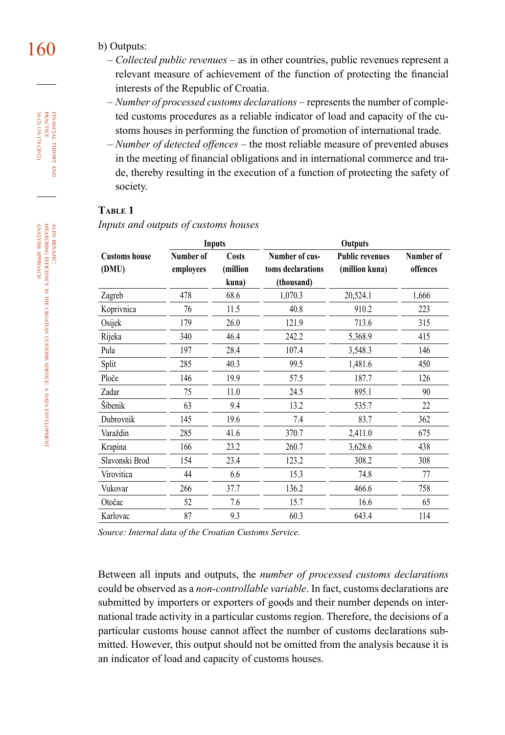b) Outputs:

- *Collected public revenues* – as in other countries, public revenues represent a relevant measure of achievement of the function of protecting the financial interests of the Republic of Croatia.
- *Number of processed customs declarations* – represents the number of completed customs procedures as a reliable indicator of load and capacity of the customs houses in performing the function of promotion of international trade.
- *Number of detected offences* – the most reliable measure of prevented abuses in the meeting of financial obligations and in international commerce and trade, thereby resulting in the execution of a function of protecting the safety of society.

**Table 1**

*Inputs and outputs of customs houses*

| Customs house (DMU) | Inputs | | Outputs | | |
|---|---|---|---|---|---|
| | Number of employees | Costs (million kuna) | Number of customs declarations (thousand) | Public revenues (million kuna) | Number of offences |
| Zagreb | 478 | 68.6 | 1,070.3 | 20,524.1 | 1,666 |
| Koprivnica | 76 | 11.5 | 40.8 | 910.2 | 223 |
| Osijek | 179 | 26.0 | 121.9 | 713.6 | 315 |
| Rijeka | 340 | 46.4 | 242.2 | 5,368.9 | 415 |
| Pula | 197 | 28.4 | 107.4 | 3,548.3 | 146 |
| Split | 285 | 40.3 | 99.5 | 1,481.6 | 450 |
| Ploče | 146 | 19.9 | 57.5 | 187.7 | 126 |
| Zadar | 75 | 11.0 | 24.5 | 895.1 | 90 |
| Šibenik | 63 | 9.4 | 13.2 | 535.7 | 22 |
| Dubrovnik | 145 | 19.6 | 7.4 | 83.7 | 362 |
| Varaždin | 285 | 41.6 | 370.7 | 2,411.0 | 675 |
| Krapina | 166 | 23.2 | 260.7 | 3,628.6 | 438 |
| Slavonski Brod | 154 | 23.4 | 123.2 | 308.2 | 308 |
| Virovitica | 44 | 6.6 | 15.3 | 74.8 | 77 |
| Vukovar | 266 | 37.7 | 136.2 | 466.6 | 758 |
| Otočac | 52 | 7.6 | 15.7 | 16.6 | 65 |
| Karlovac | 87 | 9.3 | 60.3 | 643.4 | 114 |

*Source: Internal data of the Croatian Customs Service.*

Between all inputs and outputs, the *number of processed customs declarations* could be observed as a *non-controllable variable*. In fact, customs declarations are submitted by importers or exporters of goods and their number depends on international trade activity in a particular customs region. Therefore, the decisions of a particular customs house cannot affect the number of customs declarations submitted. However, this output should not be omitted from the analysis because it is an indicator of load and capacity of customs houses.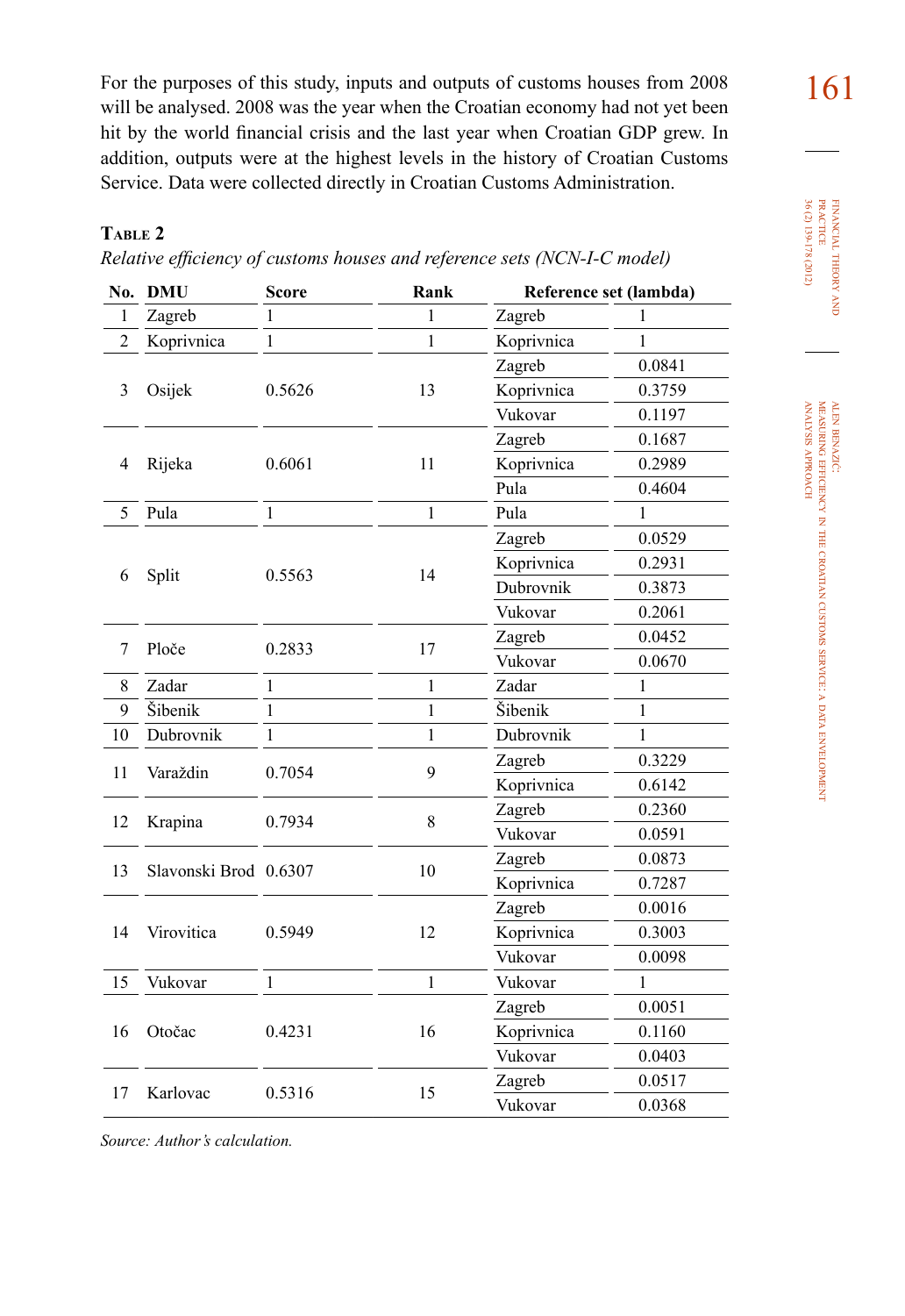For the purposes of this study, inputs and outputs of customs houses from 2008 will be analysed. 2008 was the year when the Croatian economy had not yet been hit by the world financial crisis and the last year when Croatian GDP grew. In addition, outputs were at the highest levels in the history of Croatian Customs Service. Data were collected directly in Croatian Customs Administration.

**Table 2**

*Relative efficiency of customs houses and reference sets (NCN-I-C model)*

| No. | DMU | Score | Rank | Reference set (lambda) | |
|---|---|---|---|---|---|
| 1 | Zagreb | 1 | 1 | Zagreb | 1 |
| 2 | Koprivnica | 1 | 1 | Koprivnica | 1 |
| 3 | Osijek | 0.5626 | 13 | Zagreb | 0.0841 |
| | | | | Koprivnica | 0.3759 |
| | | | | Vukovar | 0.1197 |
| 4 | Rijeka | 0.6061 | 11 | Zagreb | 0.1687 |
| | | | | Koprivnica | 0.2989 |
| | | | | Pula | 0.4604 |
| 5 | Pula | 1 | 1 | Pula | 1 |
| 6 | Split | 0.5563 | 14 | Zagreb | 0.0529 |
| | | | | Koprivnica | 0.2931 |
| | | | | Dubrovnik | 0.3873 |
| | | | | Vukovar | 0.2061 |
| 7 | Ploče | 0.2833 | 17 | Zagreb | 0.0452 |
| | | | | Vukovar | 0.0670 |
| 8 | Zadar | 1 | 1 | Zadar | 1 |
| 9 | Šibenik | 1 | 1 | Šibenik | 1 |
| 10 | Dubrovnik | 1 | 1 | Dubrovnik | 1 |
| 11 | Varaždin | 0.7054 | 9 | Zagreb | 0.3229 |
| | | | | Koprivnica | 0.6142 |
| 12 | Krapina | 0.7934 | 8 | Zagreb | 0.2360 |
| | | | | Vukovar | 0.0591 |
| 13 | Slavonski Brod | 0.6307 | 10 | Zagreb | 0.0873 |
| | | | | Koprivnica | 0.7287 |
| 14 | Virovitica | 0.5949 | 12 | Zagreb | 0.0016 |
| | | | | Koprivnica | 0.3003 |
| | | | | Vukovar | 0.0098 |
| 15 | Vukovar | 1 | 1 | Vukovar | 1 |
| 16 | Otočac | 0.4231 | 16 | Zagreb | 0.0051 |
| | | | | Koprivnica | 0.1160 |
| | | | | Vukovar | 0.0403 |
| 17 | Karlovac | 0.5316 | 15 | Zagreb | 0.0517 |
| | | | | Vukovar | 0.0368 |

*Source: Author's calculation.*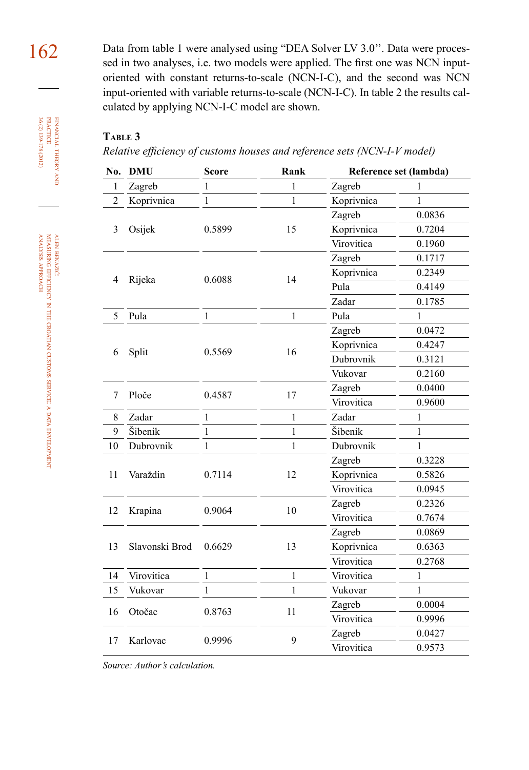Data from table 1 were analysed using "DEA Solver LV 3.0". Data were processed in two analyses, i.e. two models were applied. The first one was NCN input-oriented with constant returns-to-scale (NCN-I-C), and the second was NCN input-oriented with variable returns-to-scale (NCN-I-C). In table 2 the results calculated by applying NCN-I-C model are shown.

**Table 3**

*Relative efficiency of customs houses and reference sets (NCN-I-V model)*

| No. | DMU | Score | Rank | Reference set (lambda) | |
|---|---|---|---|---|---|
| 1 | Zagreb | 1 | 1 | Zagreb | 1 |
| 2 | Koprivnica | 1 | 1 | Koprivnica | 1 |
| 3 | Osijek | 0.5899 | 15 | Zagreb | 0.0836 |
| | | | | Koprivnica | 0.7204 |
| | | | | Virovitica | 0.1960 |
| 4 | Rijeka | 0.6088 | 14 | Zagreb | 0.1717 |
| | | | | Koprivnica | 0.2349 |
| | | | | Pula | 0.4149 |
| | | | | Zadar | 0.1785 |
| 5 | Pula | 1 | 1 | Pula | 1 |
| 6 | Split | 0.5569 | 16 | Zagreb | 0.0472 |
| | | | | Koprivnica | 0.4247 |
| | | | | Dubrovnik | 0.3121 |
| | | | | Vukovar | 0.2160 |
| 7 | Ploče | 0.4587 | 17 | Zagreb | 0.0400 |
| | | | | Virovitica | 0.9600 |
| 8 | Zadar | 1 | 1 | Zadar | 1 |
| 9 | Šibenik | 1 | 1 | Šibenik | 1 |
| 10 | Dubrovnik | 1 | 1 | Dubrovnik | 1 |
| 11 | Varaždin | 0.7114 | 12 | Zagreb | 0.3228 |
| | | | | Koprivnica | 0.5826 |
| | | | | Virovitica | 0.0945 |
| 12 | Krapina | 0.9064 | 10 | Zagreb | 0.2326 |
| | | | | Virovitica | 0.7674 |
| 13 | Slavonski Brod | 0.6629 | 13 | Zagreb | 0.0869 |
| | | | | Koprivnica | 0.6363 |
| | | | | Virovitica | 0.2768 |
| 14 | Virovitica | 1 | 1 | Virovitica | 1 |
| 15 | Vukovar | 1 | 1 | Vukovar | 1 |
| 16 | Otočac | 0.8763 | 11 | Zagreb | 0.0004 |
| | | | | Virovitica | 0.9996 |
| 17 | Karlovac | 0.9996 | 9 | Zagreb | 0.0427 |
| | | | | Virovitica | 0.9573 |

*Source: Author's calculation.*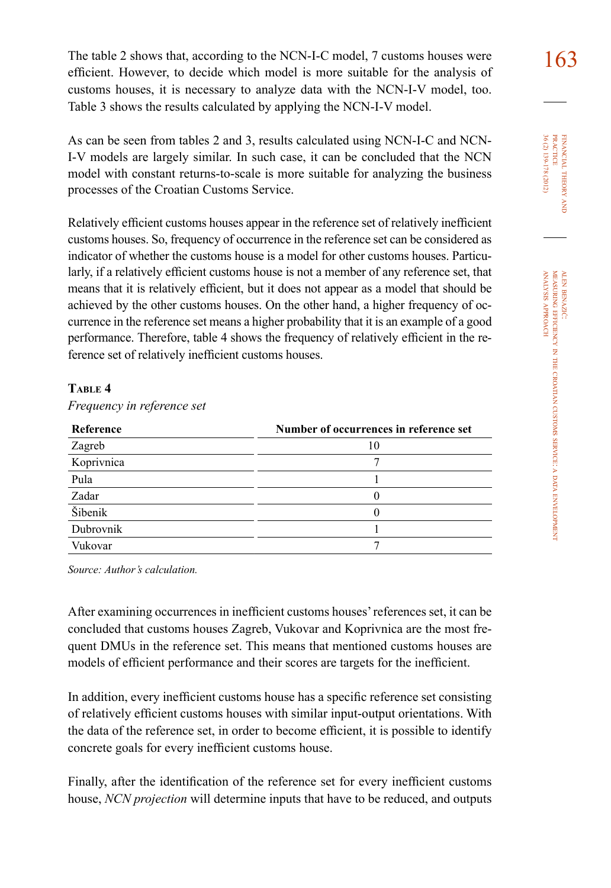The table 2 shows that, according to the NCN-I-C model, 7 customs houses were efficient. However, to decide which model is more suitable for the analysis of customs houses, it is necessary to analyze data with the NCN-I-V model, too. Table 3 shows the results calculated by applying the NCN-I-V model.

As can be seen from tables 2 and 3, results calculated using NCN-I-C and NCN-I-V models are largely similar. In such case, it can be concluded that the NCN model with constant returns-to-scale is more suitable for analyzing the business processes of the Croatian Customs Service.

Relatively efficient customs houses appear in the reference set of relatively inefficient customs houses. So, frequency of occurrence in the reference set can be considered as indicator of whether the customs house is a model for other customs houses. Particularly, if a relatively efficient customs house is not a member of any reference set, that means that it is relatively efficient, but it does not appear as a model that should be achieved by the other customs houses. On the other hand, a higher frequency of occurrence in the reference set means a higher probability that it is an example of a good performance. Therefore, table 4 shows the frequency of relatively efficient in the reference set of relatively inefficient customs houses.

**Table 4**

*Frequency in reference set*

| Reference | Number of occurrences in reference set |
|---|---|
| Zagreb | 10 |
| Koprivnica | 7 |
| Pula | 1 |
| Zadar | 0 |
| Šibenik | 0 |
| Dubrovnik | 1 |
| Vukovar | 7 |

*Source: Author's calculation.*

After examining occurrences in inefficient customs houses' references set, it can be concluded that customs houses Zagreb, Vukovar and Koprivnica are the most frequent DMUs in the reference set. This means that mentioned customs houses are models of efficient performance and their scores are targets for the inefficient.

In addition, every inefficient customs house has a specific reference set consisting of relatively efficient customs houses with similar input-output orientations. With the data of the reference set, in order to become efficient, it is possible to identify concrete goals for every inefficient customs house.

Finally, after the identification of the reference set for every inefficient customs house, *NCN projection* will determine inputs that have to be reduced, and outputs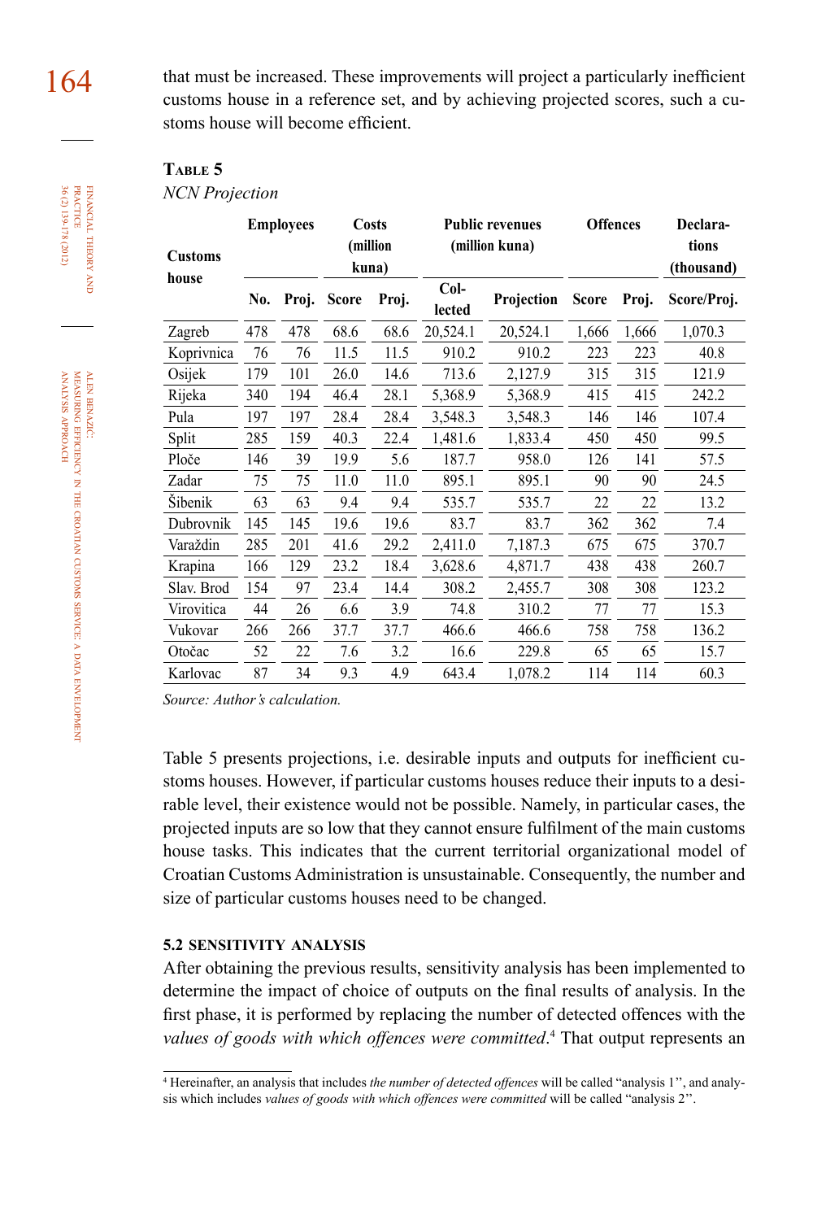that must be increased. These improvements will project a particularly inefficient customs house in a reference set, and by achieving projected scores, such a customs house will become efficient.

**Table 5**

*NCN Projection*

| Customs house | Employees | | Costs (million kuna) | | Public revenues (million kuna) | | Offences | | Declarations (thousand) |
|---|---|---|---|---|---|---|---|---|---|
| | No. | Proj. | Score | Proj. | Collected | Projection | Score | Proj. | Score/Proj. |
| Zagreb | 478 | 478 | 68.6 | 68.6 | 20,524.1 | 20,524.1 | 1,666 | 1,666 | 1,070.3 |
| Koprivnica | 76 | 76 | 11.5 | 11.5 | 910.2 | 910.2 | 223 | 223 | 40.8 |
| Osijek | 179 | 101 | 26.0 | 14.6 | 713.6 | 2,127.9 | 315 | 315 | 121.9 |
| Rijeka | 340 | 194 | 46.4 | 28.1 | 5,368.9 | 5,368.9 | 415 | 415 | 242.2 |
| Pula | 197 | 197 | 28.4 | 28.4 | 3,548.3 | 3,548.3 | 146 | 146 | 107.4 |
| Split | 285 | 159 | 40.3 | 22.4 | 1,481.6 | 1,833.4 | 450 | 450 | 99.5 |
| Ploče | 146 | 39 | 19.9 | 5.6 | 187.7 | 958.0 | 126 | 141 | 57.5 |
| Zadar | 75 | 75 | 11.0 | 11.0 | 895.1 | 895.1 | 90 | 90 | 24.5 |
| Šibenik | 63 | 63 | 9.4 | 9.4 | 535.7 | 535.7 | 22 | 22 | 13.2 |
| Dubrovnik | 145 | 145 | 19.6 | 19.6 | 83.7 | 83.7 | 362 | 362 | 7.4 |
| Varaždin | 285 | 201 | 41.6 | 29.2 | 2,411.0 | 7,187.3 | 675 | 675 | 370.7 |
| Krapina | 166 | 129 | 23.2 | 18.4 | 3,628.6 | 4,871.7 | 438 | 438 | 260.7 |
| Slav. Brod | 154 | 97 | 23.4 | 14.4 | 308.2 | 2,455.7 | 308 | 308 | 123.2 |
| Virovitica | 44 | 26 | 6.6 | 3.9 | 74.8 | 310.2 | 77 | 77 | 15.3 |
| Vukovar | 266 | 266 | 37.7 | 37.7 | 466.6 | 466.6 | 758 | 758 | 136.2 |
| Otočac | 52 | 22 | 7.6 | 3.2 | 16.6 | 229.8 | 65 | 65 | 15.7 |
| Karlovac | 87 | 34 | 9.3 | 4.9 | 643.4 | 1,078.2 | 114 | 114 | 60.3 |

*Source: Author's calculation.*

Table 5 presents projections, i.e. desirable inputs and outputs for inefficient customs houses. However, if particular customs houses reduce their inputs to a desirable level, their existence would not be possible. Namely, in particular cases, the projected inputs are so low that they cannot ensure fulfilment of the main customs house tasks. This indicates that the current territorial organizational model of Croatian Customs Administration is unsustainable. Consequently, the number and size of particular customs houses need to be changed.

### 5.2 SENSITIVITY ANALYSIS

After obtaining the previous results, sensitivity analysis has been implemented to determine the impact of choice of outputs on the final results of analysis. In the first phase, it is performed by replacing the number of detected offences with the *values of goods with which offences were committed*.[4] That output represents an

[4] Hereinafter, an analysis that includes *the number of detected offences* will be called "analysis 1", and analysis which includes *values of goods with which offences were committed* will be called "analysis 2".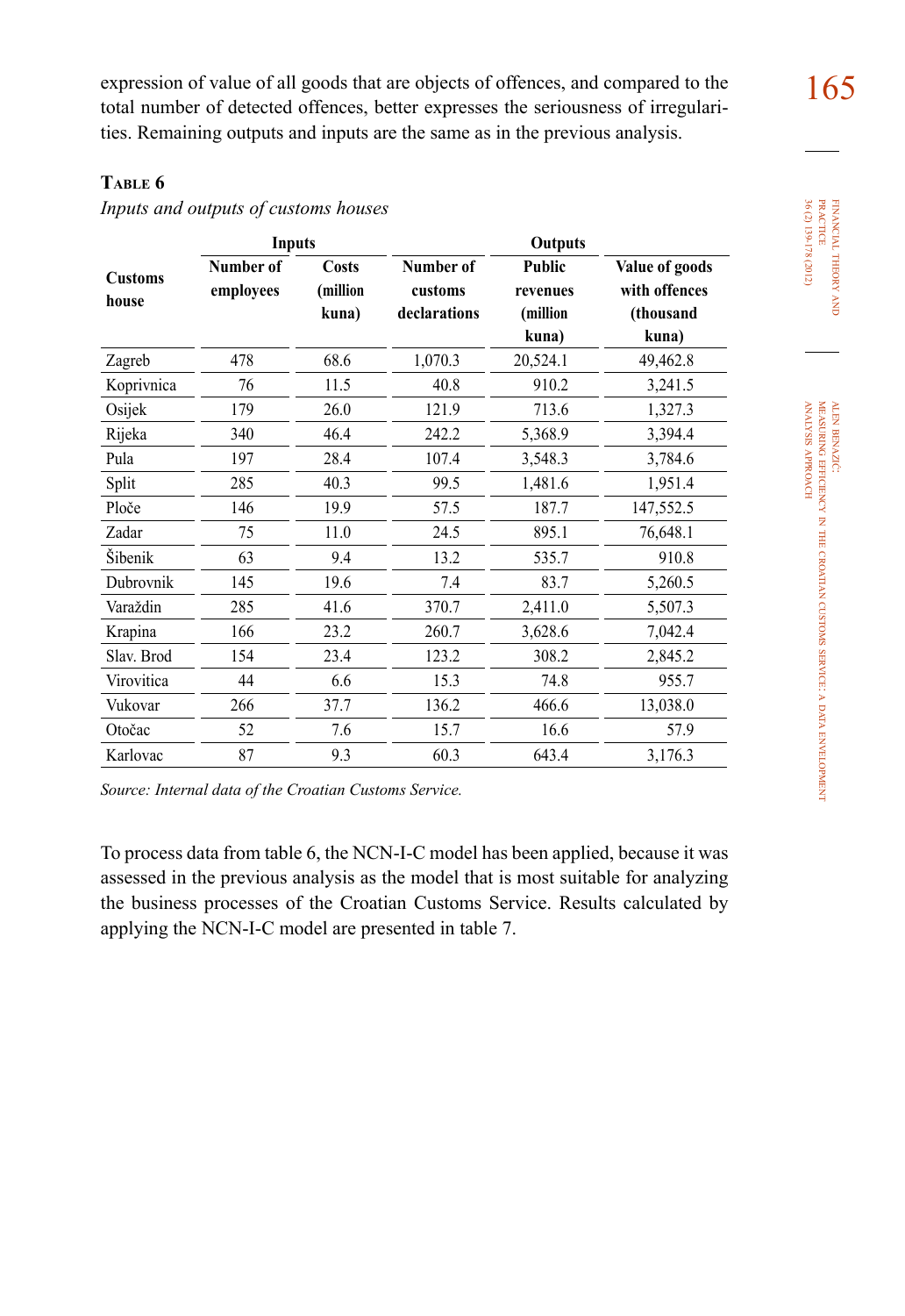expression of value of all goods that are objects of offences, and compared to the total number of detected offences, better expresses the seriousness of irregularities. Remaining outputs and inputs are the same as in the previous analysis.

**Table 6**

*Inputs and outputs of customs houses*

| Customs house | Inputs | | | Outputs | |
|---|---|---|---|---|---|
| | Number of employees | Costs (million kuna) | Number of customs declarations | Public revenues (million kuna) | Value of goods with offences (thousand kuna) |
| Zagreb | 478 | 68.6 | 1,070.3 | 20,524.1 | 49,462.8 |
| Koprivnica | 76 | 11.5 | 40.8 | 910.2 | 3,241.5 |
| Osijek | 179 | 26.0 | 121.9 | 713.6 | 1,327.3 |
| Rijeka | 340 | 46.4 | 242.2 | 5,368.9 | 3,394.4 |
| Pula | 197 | 28.4 | 107.4 | 3,548.3 | 3,784.6 |
| Split | 285 | 40.3 | 99.5 | 1,481.6 | 1,951.4 |
| Ploče | 146 | 19.9 | 57.5 | 187.7 | 147,552.5 |
| Zadar | 75 | 11.0 | 24.5 | 895.1 | 76,648.1 |
| Šibenik | 63 | 9.4 | 13.2 | 535.7 | 910.8 |
| Dubrovnik | 145 | 19.6 | 7.4 | 83.7 | 5,260.5 |
| Varaždin | 285 | 41.6 | 370.7 | 2,411.0 | 5,507.3 |
| Krapina | 166 | 23.2 | 260.7 | 3,628.6 | 7,042.4 |
| Slav. Brod | 154 | 23.4 | 123.2 | 308.2 | 2,845.2 |
| Virovitica | 44 | 6.6 | 15.3 | 74.8 | 955.7 |
| Vukovar | 266 | 37.7 | 136.2 | 466.6 | 13,038.0 |
| Otočac | 52 | 7.6 | 15.7 | 16.6 | 57.9 |
| Karlovac | 87 | 9.3 | 60.3 | 643.4 | 3,176.3 |

*Source: Internal data of the Croatian Customs Service.*

To process data from table 6, the NCN-I-C model has been applied, because it was assessed in the previous analysis as the model that is most suitable for analyzing the business processes of the Croatian Customs Service. Results calculated by applying the NCN-I-C model are presented in table 7.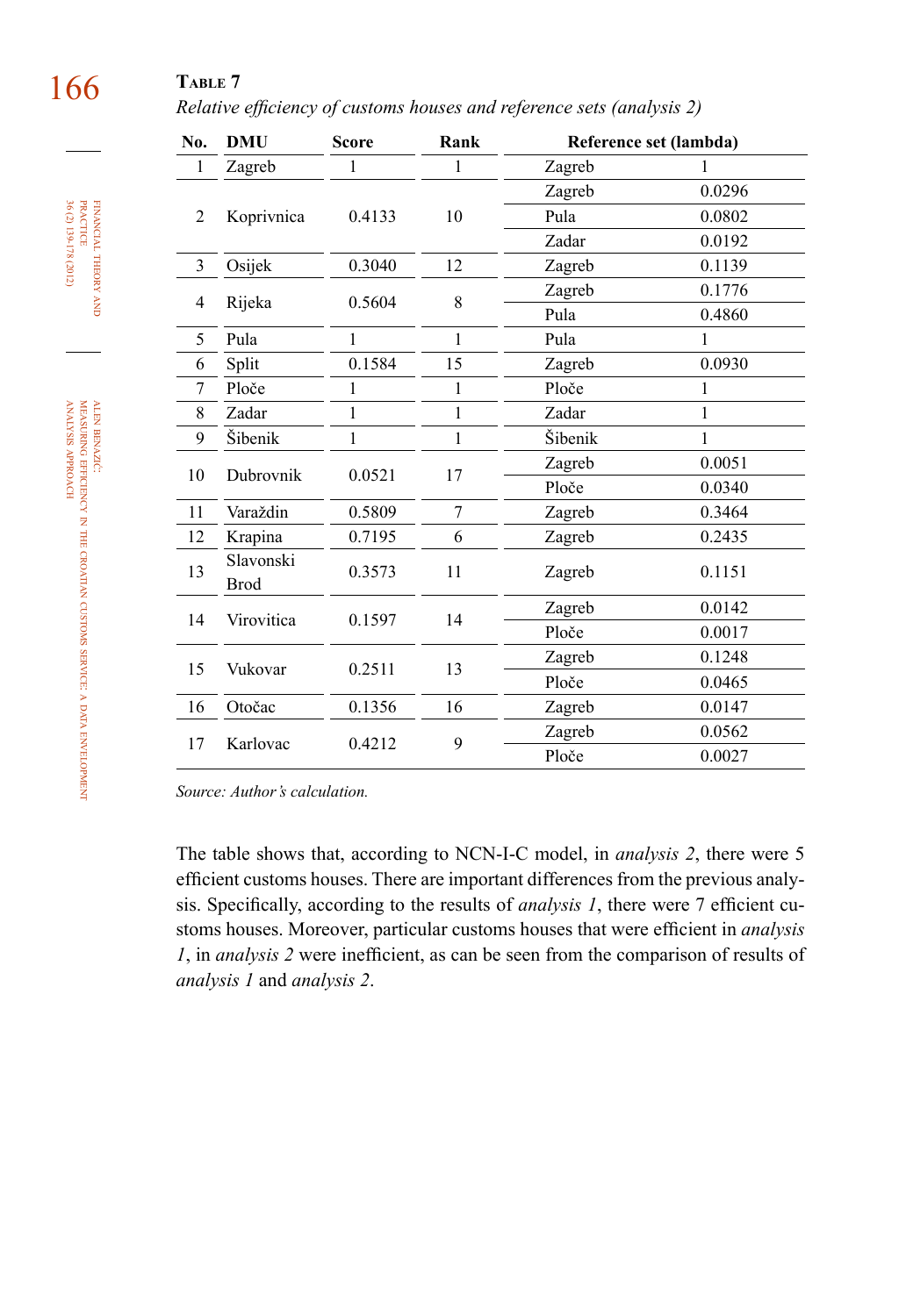**Table 7**

*Relative efficiency of customs houses and reference sets (analysis 2)*

| No. | DMU | Score | Rank | Reference set (lambda) | |
|---|---|---|---|---|---|
| 1 | Zagreb | 1 | 1 | Zagreb | 1 |
| 2 | Koprivnica | 0.4133 | 10 | Zagreb | 0.0296 |
| | | | | Pula | 0.0802 |
| | | | | Zadar | 0.0192 |
| 3 | Osijek | 0.3040 | 12 | Zagreb | 0.1139 |
| 4 | Rijeka | 0.5604 | 8 | Zagreb | 0.1776 |
| | | | | Pula | 0.4860 |
| 5 | Pula | 1 | 1 | Pula | 1 |
| 6 | Split | 0.1584 | 15 | Zagreb | 0.0930 |
| 7 | Ploče | 1 | 1 | Ploče | 1 |
| 8 | Zadar | 1 | 1 | Zadar | 1 |
| 9 | Šibenik | 1 | 1 | Šibenik | 1 |
| 10 | Dubrovnik | 0.0521 | 17 | Zagreb | 0.0051 |
| | | | | Ploče | 0.0340 |
| 11 | Varaždin | 0.5809 | 7 | Zagreb | 0.3464 |
| 12 | Krapina | 0.7195 | 6 | Zagreb | 0.2435 |
| 13 | Slavonski Brod | 0.3573 | 11 | Zagreb | 0.1151 |
| 14 | Virovitica | 0.1597 | 14 | Zagreb | 0.0142 |
| | | | | Ploče | 0.0017 |
| 15 | Vukovar | 0.2511 | 13 | Zagreb | 0.1248 |
| | | | | Ploče | 0.0465 |
| 16 | Otočac | 0.1356 | 16 | Zagreb | 0.0147 |
| 17 | Karlovac | 0.4212 | 9 | Zagreb | 0.0562 |
| | | | | Ploče | 0.0027 |

*Source: Author's calculation.*

The table shows that, according to NCN-I-C model, in *analysis 2*, there were 5 efficient customs houses. There are important differences from the previous analysis. Specifically, according to the results of *analysis 1*, there were 7 efficient customs houses. Moreover, particular customs houses that were efficient in *analysis 1*, in *analysis 2* were inefficient, as can be seen from the comparison of results of *analysis 1* and *analysis 2*.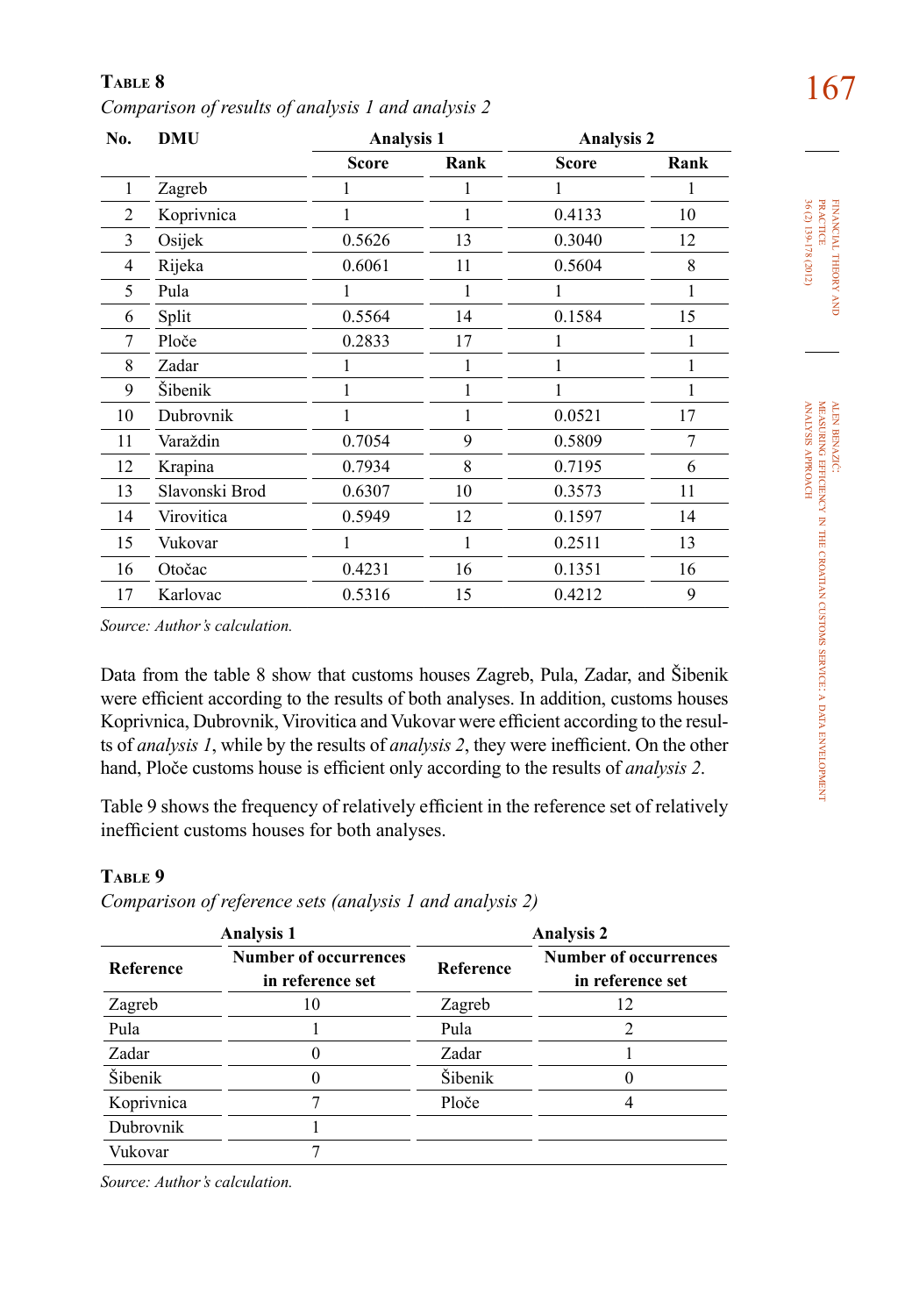**Table 8**

*Comparison of results of analysis 1 and analysis 2*

| No. | DMU | Analysis 1 | | Analysis 2 | |
|---|---|---|---|---|---|
| | | Score | Rank | Score | Rank |
| 1 | Zagreb | 1 | 1 | 1 | 1 |
| 2 | Koprivnica | 1 | 1 | 0.4133 | 10 |
| 3 | Osijek | 0.5626 | 13 | 0.3040 | 12 |
| 4 | Rijeka | 0.6061 | 11 | 0.5604 | 8 |
| 5 | Pula | 1 | 1 | 1 | 1 |
| 6 | Split | 0.5564 | 14 | 0.1584 | 15 |
| 7 | Ploče | 0.2833 | 17 | 1 | 1 |
| 8 | Zadar | 1 | 1 | 1 | 1 |
| 9 | Šibenik | 1 | 1 | 1 | 1 |
| 10 | Dubrovnik | 1 | 1 | 0.0521 | 17 |
| 11 | Varaždin | 0.7054 | 9 | 0.5809 | 7 |
| 12 | Krapina | 0.7934 | 8 | 0.7195 | 6 |
| 13 | Slavonski Brod | 0.6307 | 10 | 0.3573 | 11 |
| 14 | Virovitica | 0.5949 | 12 | 0.1597 | 14 |
| 15 | Vukovar | 1 | 1 | 0.2511 | 13 |
| 16 | Otočac | 0.4231 | 16 | 0.1351 | 16 |
| 17 | Karlovac | 0.5316 | 15 | 0.4212 | 9 |

*Source: Author's calculation.*

Data from the table 8 show that customs houses Zagreb, Pula, Zadar, and Šibenik were efficient according to the results of both analyses. In addition, customs houses Koprivnica, Dubrovnik, Virovitica and Vukovar were efficient according to the results of *analysis 1*, while by the results of *analysis 2*, they were inefficient. On the other hand, Ploče customs house is efficient only according to the results of *analysis 2*.

Table 9 shows the frequency of relatively efficient in the reference set of relatively inefficient customs houses for both analyses.

**Table 9**

*Comparison of reference sets (analysis 1 and analysis 2)*

| Analysis 1 | | Analysis 2 | |
|---|---|---|---|
| Reference | Number of occurrences in reference set | Reference | Number of occurrences in reference set |
| Zagreb | 10 | Zagreb | 12 |
| Pula | 1 | Pula | 2 |
| Zadar | 0 | Zadar | 1 |
| Šibenik | 0 | Šibenik | 0 |
| Koprivnica | 7 | Ploče | 4 |
| Dubrovnik | 1 | | |
| Vukovar | 7 | | |

*Source: Author's calculation.*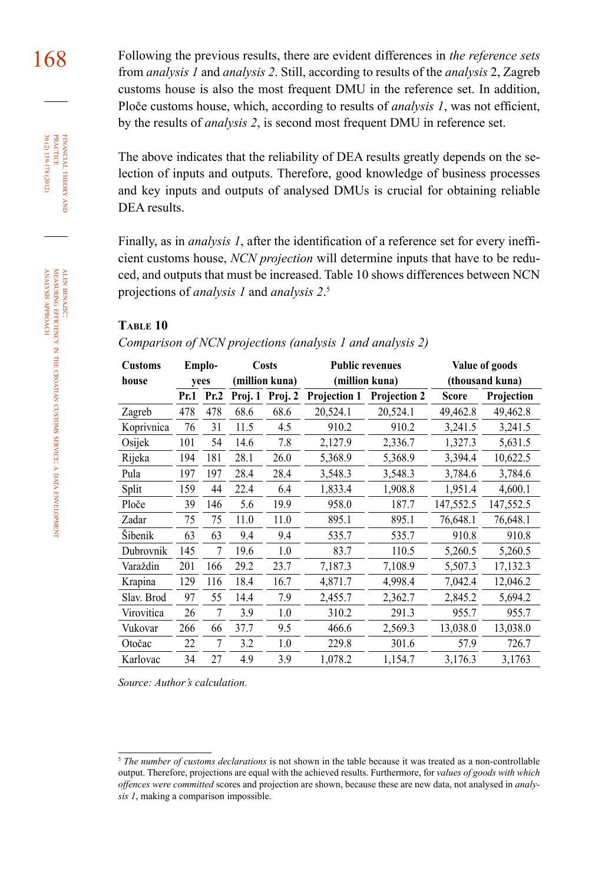Following the previous results, there are evident differences in *the reference sets* from *analysis 1* and *analysis 2*. Still, according to results of the *analysis* 2, Zagreb customs house is also the most frequent DMU in the reference set. In addition, Ploče customs house, which, according to results of *analysis 1*, was not efficient, by the results of *analysis 2*, is second most frequent DMU in reference set.

The above indicates that the reliability of DEA results greatly depends on the selection of inputs and outputs. Therefore, good knowledge of business processes and key inputs and outputs of analysed DMUs is crucial for obtaining reliable DEA results.

Finally, as in *analysis 1*, after the identification of a reference set for every inefficient customs house, *NCN projection* will determine inputs that have to be reduced, and outputs that must be increased. Table 10 shows differences between NCN projections of *analysis 1* and *analysis 2*.[5]

**Table 10**

*Comparison of NCN projections (analysis 1 and analysis 2)*

| Customs house | Employees | | Costs (million kuna) | | Public revenues (million kuna) | | Value of goods (thousand kuna) | |
|---|---|---|---|---|---|---|---|---|
| | Pr.1 | Pr.2 | Proj. 1 | Proj. 2 | Projection 1 | Projection 2 | Score | Projection |
| Zagreb | 478 | 478 | 68.6 | 68.6 | 20,524.1 | 20,524.1 | 49,462.8 | 49,462.8 |
| Koprivnica | 76 | 31 | 11.5 | 4.5 | 910.2 | 910.2 | 3,241.5 | 3,241.5 |
| Osijek | 101 | 54 | 14.6 | 7.8 | 2,127.9 | 2,336.7 | 1,327.3 | 5,631.5 |
| Rijeka | 194 | 181 | 28.1 | 26.0 | 5,368.9 | 5,368.9 | 3,394.4 | 10,622.5 |
| Pula | 197 | 197 | 28.4 | 28.4 | 3,548.3 | 3,548.3 | 3,784.6 | 3,784.6 |
| Split | 159 | 44 | 22.4 | 6.4 | 1,833.4 | 1,908.8 | 1,951.4 | 4,600.1 |
| Ploče | 39 | 146 | 5.6 | 19.9 | 958.0 | 187.7 | 147,552.5 | 147,552.5 |
| Zadar | 75 | 75 | 11.0 | 11.0 | 895.1 | 895.1 | 76,648.1 | 76,648.1 |
| Šibenik | 63 | 63 | 9.4 | 9.4 | 535.7 | 535.7 | 910.8 | 910.8 |
| Dubrovnik | 145 | 7 | 19.6 | 1.0 | 83.7 | 110.5 | 5,260.5 | 5,260.5 |
| Varaždin | 201 | 166 | 29.2 | 23.7 | 7,187.3 | 7,108.9 | 5,507.3 | 17,132.3 |
| Krapina | 129 | 116 | 18.4 | 16.7 | 4,871.7 | 4,998.4 | 7,042.4 | 12,046.2 |
| Slav. Brod | 97 | 55 | 14.4 | 7.9 | 2,455.7 | 2,362.7 | 2,845.2 | 5,694.2 |
| Virovitica | 26 | 7 | 3.9 | 1.0 | 310.2 | 291.3 | 955.7 | 955.7 |
| Vukovar | 266 | 66 | 37.7 | 9.5 | 466.6 | 2,569.3 | 13,038.0 | 13,038.0 |
| Otočac | 22 | 7 | 3.2 | 1.0 | 229.8 | 301.6 | 57.9 | 726.7 |
| Karlovac | 34 | 27 | 4.9 | 3.9 | 1,078.2 | 1,154.7 | 3,176.3 | 3,1763 |

*Source: Author's calculation.*

[5] *The number of customs declarations* is not shown in the table because it was treated as a non-controllable output. Therefore, projections are equal with the achieved results. Furthermore, for *values of goods with which offences were committed* scores and projection are shown, because these are new data, not analysed in *analysis 1*, making a comparison impossible.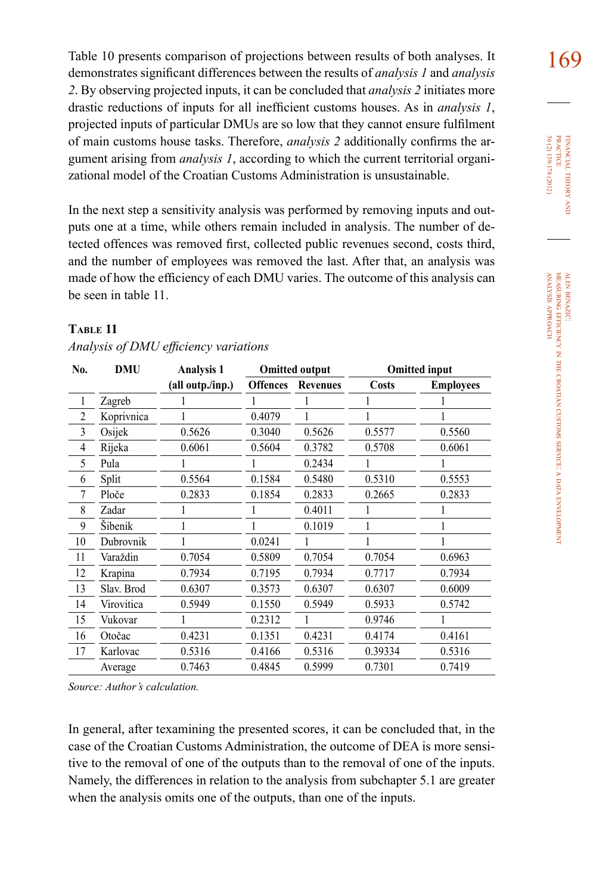Table 10 presents comparison of projections between results of both analyses. It demonstrates significant differences between the results of *analysis 1* and *analysis 2*. By observing projected inputs, it can be concluded that *analysis 2* initiates more drastic reductions of inputs for all inefficient customs houses. As in *analysis 1*, projected inputs of particular DMUs are so low that they cannot ensure fulfilment of main customs house tasks. Therefore, *analysis 2* additionally confirms the argument arising from *analysis 1*, according to which the current territorial organizational model of the Croatian Customs Administration is unsustainable.

In the next step a sensitivity analysis was performed by removing inputs and outputs one at a time, while others remain included in analysis. The number of detected offences was removed first, collected public revenues second, costs third, and the number of employees was removed the last. After that, an analysis was made of how the efficiency of each DMU varies. The outcome of this analysis can be seen in table 11.

**Table 11**

*Analysis of DMU efficiency variations*

| No. | DMU | Analysis 1 | Omitted output | | Omitted input | |
|---|---|---|---|---|---|---|
| | | (all outp./inp.) | Offences | Revenues | Costs | Employees |
| 1 | Zagreb | 1 | 1 | 1 | 1 | 1 |
| 2 | Koprivnica | 1 | 0.4079 | 1 | 1 | 1 |
| 3 | Osijek | 0.5626 | 0.3040 | 0.5626 | 0.5577 | 0.5560 |
| 4 | Rijeka | 0.6061 | 0.5604 | 0.3782 | 0.5708 | 0.6061 |
| 5 | Pula | 1 | 1 | 0.2434 | 1 | 1 |
| 6 | Split | 0.5564 | 0.1584 | 0.5480 | 0.5310 | 0.5553 |
| 7 | Ploče | 0.2833 | 0.1854 | 0.2833 | 0.2665 | 0.2833 |
| 8 | Zadar | 1 | 1 | 0.4011 | 1 | 1 |
| 9 | Šibenik | 1 | 1 | 0.1019 | 1 | 1 |
| 10 | Dubrovnik | 1 | 0.0241 | 1 | 1 | 1 |
| 11 | Varaždin | 0.7054 | 0.5809 | 0.7054 | 0.7054 | 0.6963 |
| 12 | Krapina | 0.7934 | 0.7195 | 0.7934 | 0.7717 | 0.7934 |
| 13 | Slav. Brod | 0.6307 | 0.3573 | 0.6307 | 0.6307 | 0.6009 |
| 14 | Virovitica | 0.5949 | 0.1550 | 0.5949 | 0.5933 | 0.5742 |
| 15 | Vukovar | 1 | 0.2312 | 1 | 0.9746 | 1 |
| 16 | Otočac | 0.4231 | 0.1351 | 0.4231 | 0.4174 | 0.4161 |
| 17 | Karlovac | 0.5316 | 0.4166 | 0.5316 | 0.39334 | 0.5316 |
| | Average | 0.7463 | 0.4845 | 0.5999 | 0.7301 | 0.7419 |

*Source: Author's calculation.*

In general, after texamining the presented scores, it can be concluded that, in the case of the Croatian Customs Administration, the outcome of DEA is more sensitive to the removal of one of the outputs than to the removal of one of the inputs. Namely, the differences in relation to the analysis from subchapter 5.1 are greater when the analysis omits one of the outputs, than one of the inputs.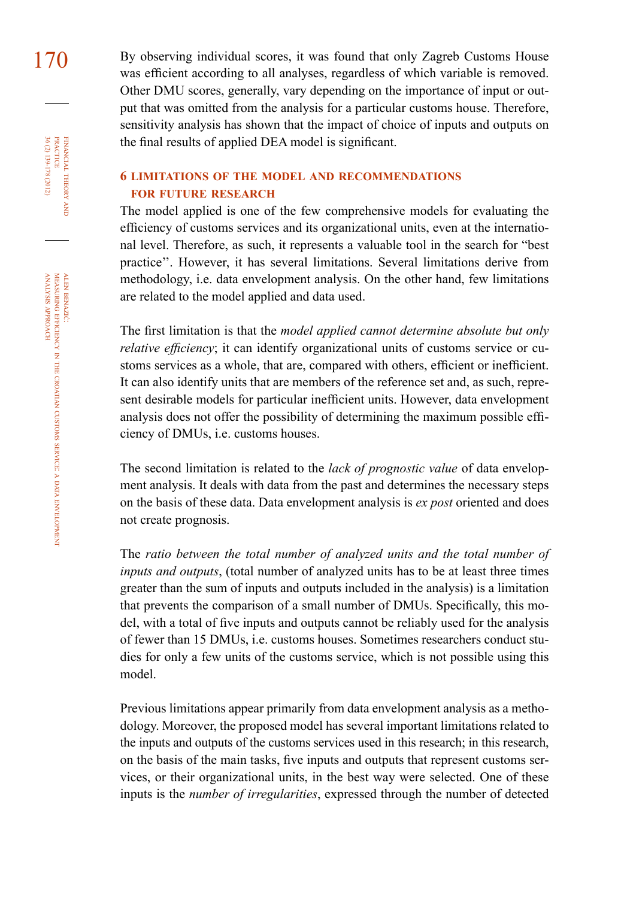By observing individual scores, it was found that only Zagreb Customs House was efficient according to all analyses, regardless of which variable is removed. Other DMU scores, generally, vary depending on the importance of input or output that was omitted from the analysis for a particular customs house. Therefore, sensitivity analysis has shown that the impact of choice of inputs and outputs on the final results of applied DEA model is significant.

## 6 LIMITATIONS OF THE MODEL AND RECOMMENDATIONS FOR FUTURE RESEARCH

The model applied is one of the few comprehensive models for evaluating the efficiency of customs services and its organizational units, even at the international level. Therefore, as such, it represents a valuable tool in the search for "best practice". However, it has several limitations. Several limitations derive from methodology, i.e. data envelopment analysis. On the other hand, few limitations are related to the model applied and data used.

The first limitation is that the *model applied cannot determine absolute but only relative efficiency*; it can identify organizational units of customs service or customs services as a whole, that are, compared with others, efficient or inefficient. It can also identify units that are members of the reference set and, as such, represent desirable models for particular inefficient units. However, data envelopment analysis does not offer the possibility of determining the maximum possible efficiency of DMUs, i.e. customs houses.

The second limitation is related to the *lack of prognostic value* of data envelopment analysis. It deals with data from the past and determines the necessary steps on the basis of these data. Data envelopment analysis is *ex post* oriented and does not create prognosis.

The *ratio between the total number of analyzed units and the total number of inputs and outputs*, (total number of analyzed units has to be at least three times greater than the sum of inputs and outputs included in the analysis) is a limitation that prevents the comparison of a small number of DMUs. Specifically, this model, with a total of five inputs and outputs cannot be reliably used for the analysis of fewer than 15 DMUs, i.e. customs houses. Sometimes researchers conduct studies for only a few units of the customs service, which is not possible using this model.

Previous limitations appear primarily from data envelopment analysis as a methodology. Moreover, the proposed model has several important limitations related to the inputs and outputs of the customs services used in this research; in this research, on the basis of the main tasks, five inputs and outputs that represent customs services, or their organizational units, in the best way were selected. One of these inputs is the *number of irregularities*, expressed through the number of detected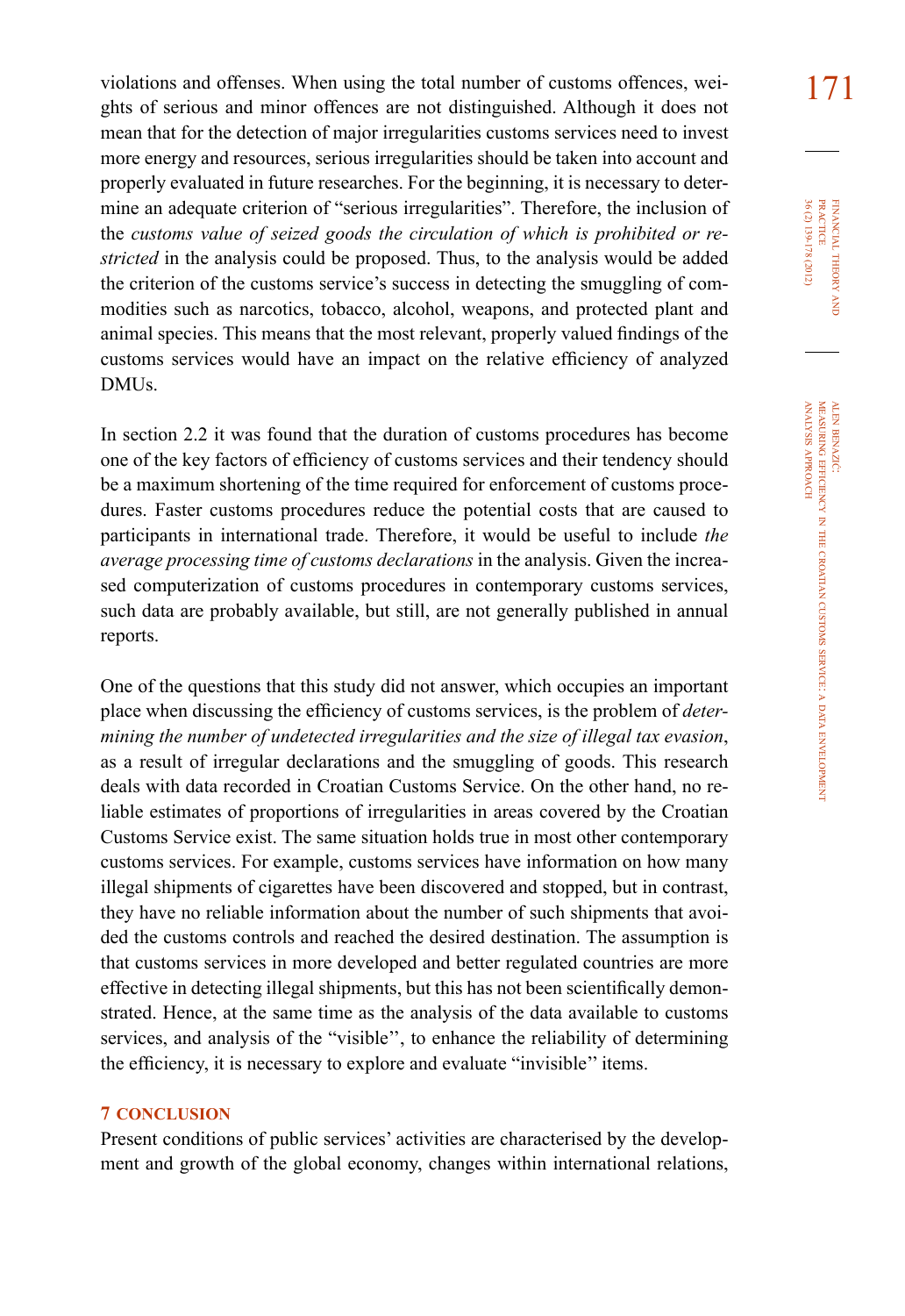violations and offenses. When using the total number of customs offences, weights of serious and minor offences are not distinguished. Although it does not mean that for the detection of major irregularities customs services need to invest more energy and resources, serious irregularities should be taken into account and properly evaluated in future researches. For the beginning, it is necessary to determine an adequate criterion of "serious irregularities". Therefore, the inclusion of the *customs value of seized goods the circulation of which is prohibited or restricted* in the analysis could be proposed. Thus, to the analysis would be added the criterion of the customs service's success in detecting the smuggling of commodities such as narcotics, tobacco, alcohol, weapons, and protected plant and animal species. This means that the most relevant, properly valued findings of the customs services would have an impact on the relative efficiency of analyzed DMUs.

In section 2.2 it was found that the duration of customs procedures has become one of the key factors of efficiency of customs services and their tendency should be a maximum shortening of the time required for enforcement of customs procedures. Faster customs procedures reduce the potential costs that are caused to participants in international trade. Therefore, it would be useful to include *the average processing time of customs declarations* in the analysis. Given the increased computerization of customs procedures in contemporary customs services, such data are probably available, but still, are not generally published in annual reports.

One of the questions that this study did not answer, which occupies an important place when discussing the efficiency of customs services, is the problem of *determining the number of undetected irregularities and the size of illegal tax evasion*, as a result of irregular declarations and the smuggling of goods. This research deals with data recorded in Croatian Customs Service. On the other hand, no reliable estimates of proportions of irregularities in areas covered by the Croatian Customs Service exist. The same situation holds true in most other contemporary customs services. For example, customs services have information on how many illegal shipments of cigarettes have been discovered and stopped, but in contrast, they have no reliable information about the number of such shipments that avoided the customs controls and reached the desired destination. The assumption is that customs services in more developed and better regulated countries are more effective in detecting illegal shipments, but this has not been scientifically demonstrated. Hence, at the same time as the analysis of the data available to customs services, and analysis of the "visible", to enhance the reliability of determining the efficiency, it is necessary to explore and evaluate "invisible" items.

## 7 CONCLUSION

Present conditions of public services' activities are characterised by the development and growth of the global economy, changes within international relations,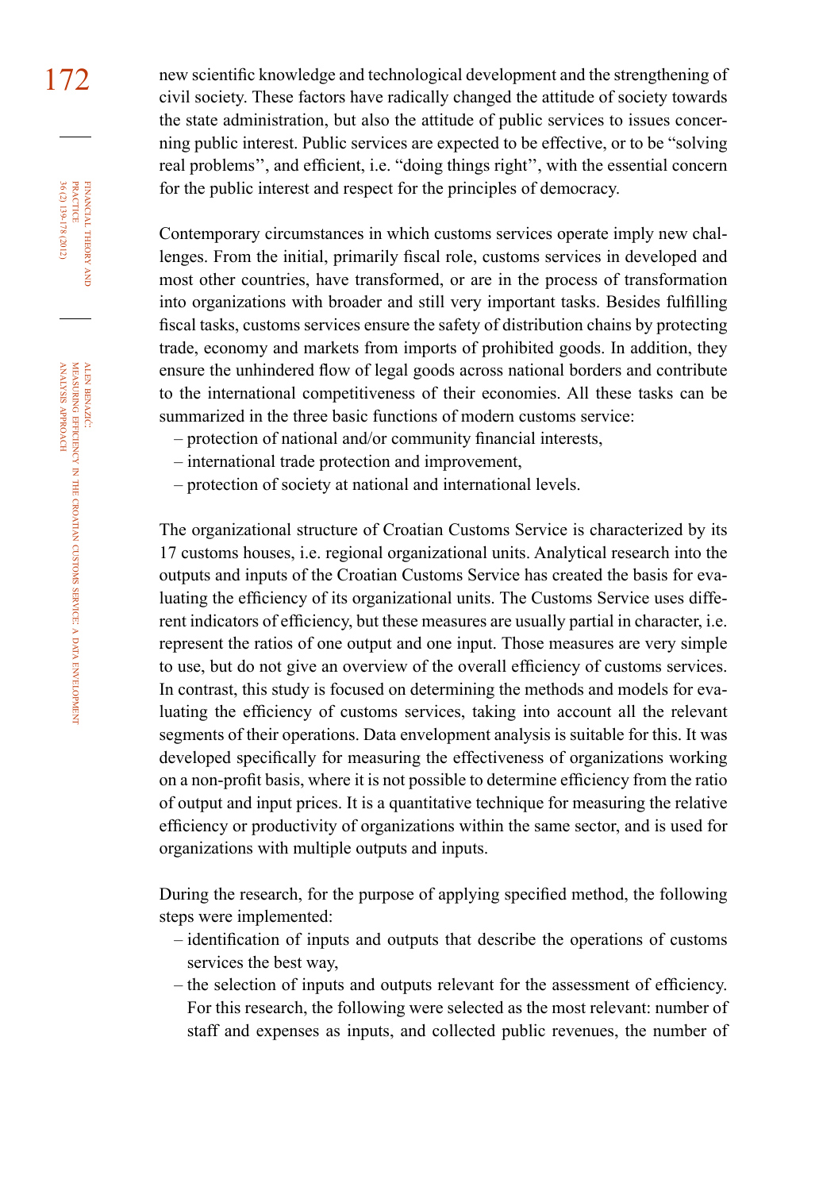new scientific knowledge and technological development and the strengthening of civil society. These factors have radically changed the attitude of society towards the state administration, but also the attitude of public services to issues concerning public interest. Public services are expected to be effective, or to be "solving real problems'', and efficient, i.e. "doing things right'', with the essential concern for the public interest and respect for the principles of democracy.

Contemporary circumstances in which customs services operate imply new challenges. From the initial, primarily fiscal role, customs services in developed and most other countries, have transformed, or are in the process of transformation into organizations with broader and still very important tasks. Besides fulfilling fiscal tasks, customs services ensure the safety of distribution chains by protecting trade, economy and markets from imports of prohibited goods. In addition, they ensure the unhindered flow of legal goods across national borders and contribute to the international competitiveness of their economies. All these tasks can be summarized in the three basic functions of modern customs service:

- protection of national and/or community financial interests,
- international trade protection and improvement,
- protection of society at national and international levels.

The organizational structure of Croatian Customs Service is characterized by its 17 customs houses, i.e. regional organizational units. Analytical research into the outputs and inputs of the Croatian Customs Service has created the basis for evaluating the efficiency of its organizational units. The Customs Service uses different indicators of efficiency, but these measures are usually partial in character, i.e. represent the ratios of one output and one input. Those measures are very simple to use, but do not give an overview of the overall efficiency of customs services. In contrast, this study is focused on determining the methods and models for evaluating the efficiency of customs services, taking into account all the relevant segments of their operations. Data envelopment analysis is suitable for this. It was developed specifically for measuring the effectiveness of organizations working on a non-profit basis, where it is not possible to determine efficiency from the ratio of output and input prices. It is a quantitative technique for measuring the relative efficiency or productivity of organizations within the same sector, and is used for organizations with multiple outputs and inputs.

During the research, for the purpose of applying specified method, the following steps were implemented:

- identification of inputs and outputs that describe the operations of customs services the best way,
- the selection of inputs and outputs relevant for the assessment of efficiency. For this research, the following were selected as the most relevant: number of staff and expenses as inputs, and collected public revenues, the number of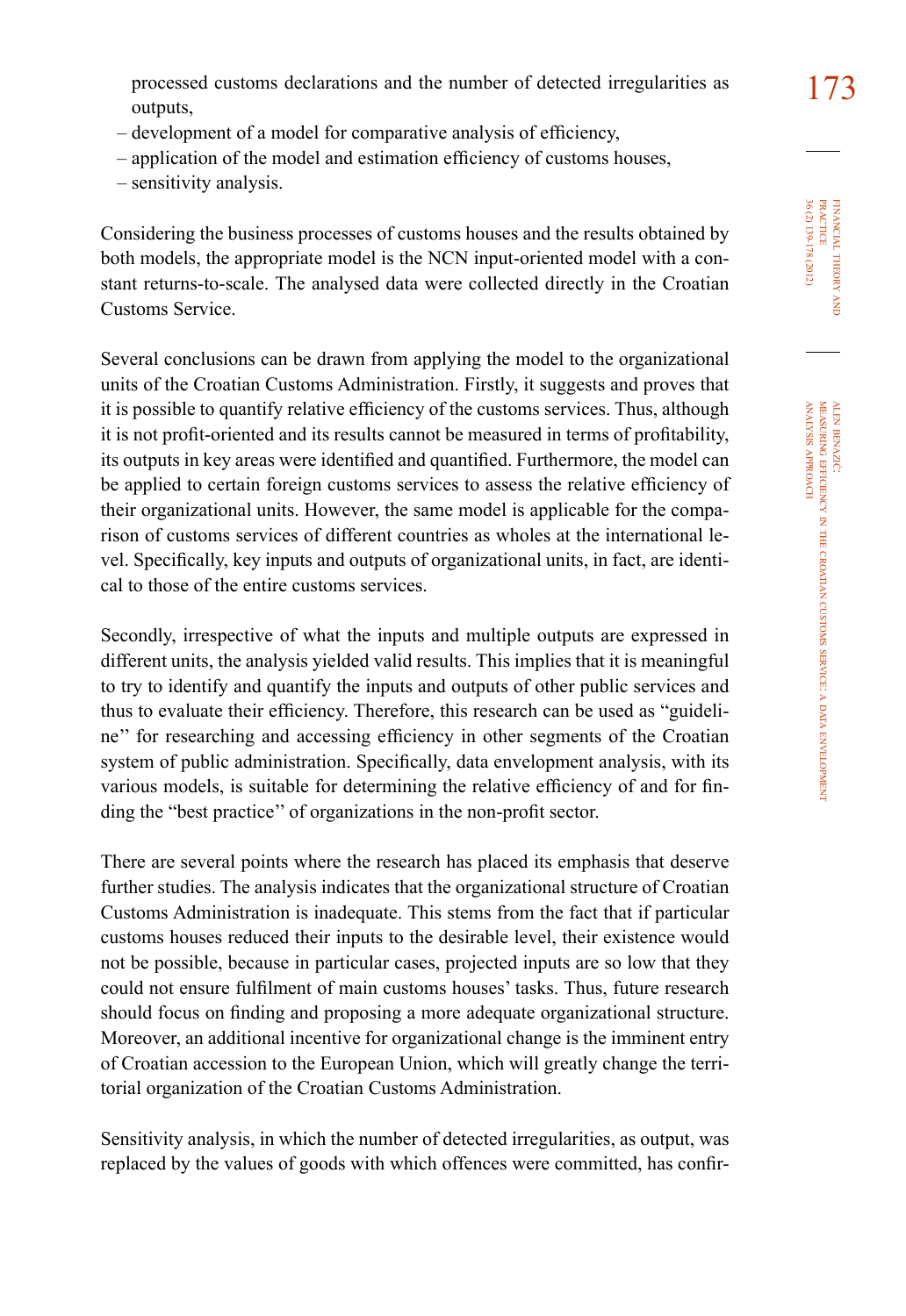processed customs declarations and the number of detected irregularities as outputs,
- development of a model for comparative analysis of efficiency,
- application of the model and estimation efficiency of customs houses,
- sensitivity analysis.

Considering the business processes of customs houses and the results obtained by both models, the appropriate model is the NCN input-oriented model with a constant returns-to-scale. The analysed data were collected directly in the Croatian Customs Service.

Several conclusions can be drawn from applying the model to the organizational units of the Croatian Customs Administration. Firstly, it suggests and proves that it is possible to quantify relative efficiency of the customs services. Thus, although it is not profit-oriented and its results cannot be measured in terms of profitability, its outputs in key areas were identified and quantified. Furthermore, the model can be applied to certain foreign customs services to assess the relative efficiency of their organizational units. However, the same model is applicable for the comparison of customs services of different countries as wholes at the international level. Specifically, key inputs and outputs of organizational units, in fact, are identical to those of the entire customs services.

Secondly, irrespective of what the inputs and multiple outputs are expressed in different units, the analysis yielded valid results. This implies that it is meaningful to try to identify and quantify the inputs and outputs of other public services and thus to evaluate their efficiency. Therefore, this research can be used as "guideline" for researching and accessing efficiency in other segments of the Croatian system of public administration. Specifically, data envelopment analysis, with its various models, is suitable for determining the relative efficiency of and for finding the "best practice" of organizations in the non-profit sector.

There are several points where the research has placed its emphasis that deserve further studies. The analysis indicates that the organizational structure of Croatian Customs Administration is inadequate. This stems from the fact that if particular customs houses reduced their inputs to the desirable level, their existence would not be possible, because in particular cases, projected inputs are so low that they could not ensure fulfilment of main customs houses' tasks. Thus, future research should focus on finding and proposing a more adequate organizational structure. Moreover, an additional incentive for organizational change is the imminent entry of Croatian accession to the European Union, which will greatly change the territorial organization of the Croatian Customs Administration.

Sensitivity analysis, in which the number of detected irregularities, as output, was replaced by the values of goods with which offences were committed, has confir-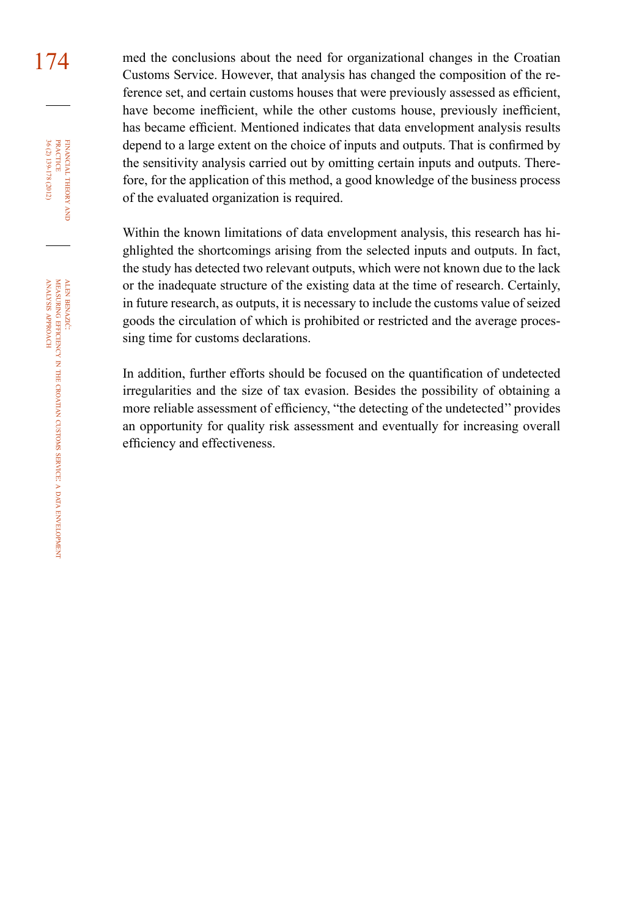med the conclusions about the need for organizational changes in the Croatian Customs Service. However, that analysis has changed the composition of the reference set, and certain customs houses that were previously assessed as efficient, have become inefficient, while the other customs house, previously inefficient, has became efficient. Mentioned indicates that data envelopment analysis results depend to a large extent on the choice of inputs and outputs. That is confirmed by the sensitivity analysis carried out by omitting certain inputs and outputs. Therefore, for the application of this method, a good knowledge of the business process of the evaluated organization is required.

Within the known limitations of data envelopment analysis, this research has highlighted the shortcomings arising from the selected inputs and outputs. In fact, the study has detected two relevant outputs, which were not known due to the lack or the inadequate structure of the existing data at the time of research. Certainly, in future research, as outputs, it is necessary to include the customs value of seized goods the circulation of which is prohibited or restricted and the average processing time for customs declarations.

In addition, further efforts should be focused on the quantification of undetected irregularities and the size of tax evasion. Besides the possibility of obtaining a more reliable assessment of efficiency, "the detecting of the undetected" provides an opportunity for quality risk assessment and eventually for increasing overall efficiency and effectiveness.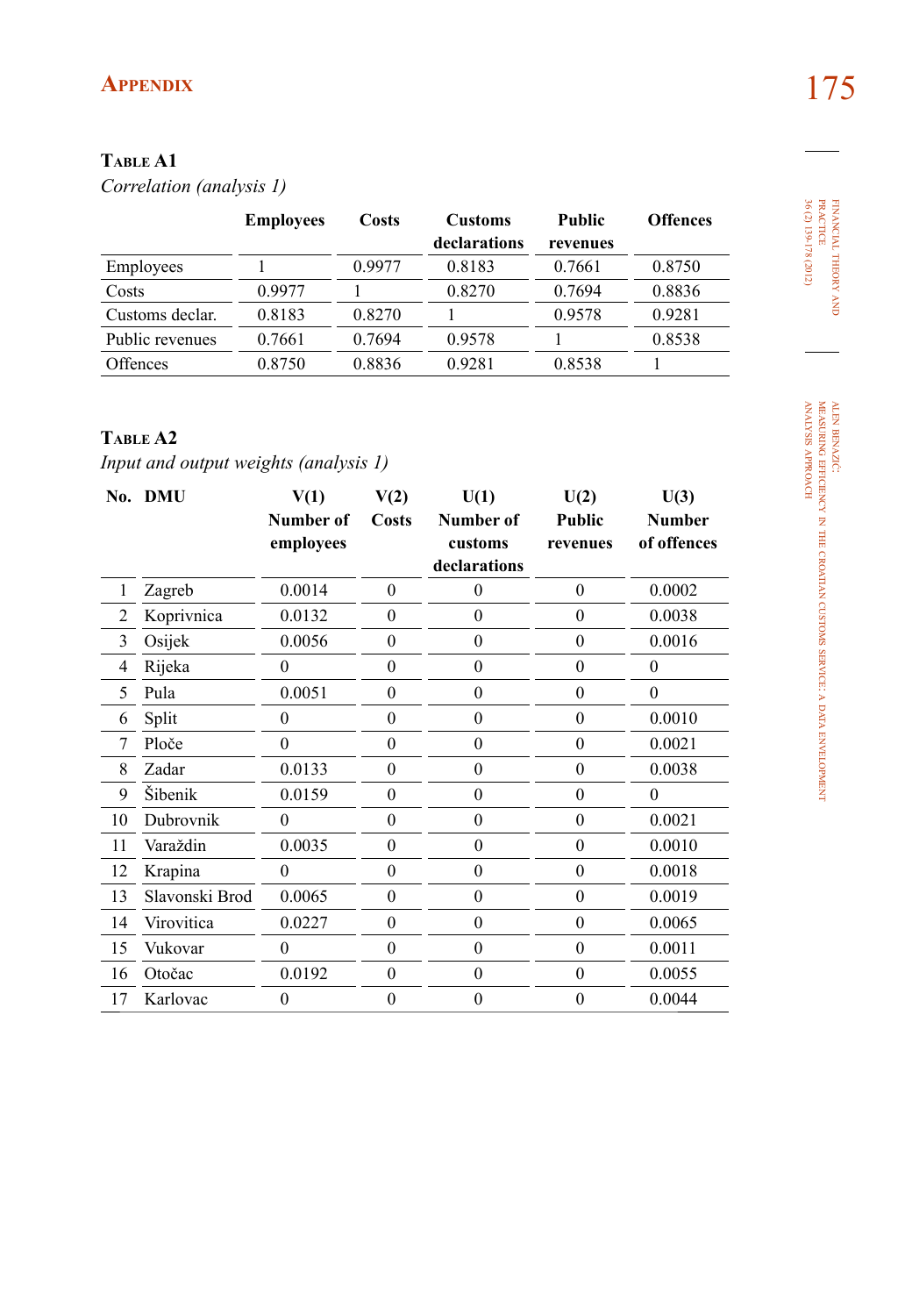## APPENDIX

### TABLE A1
*Correlation (analysis 1)*

| | Employees | Costs | Customs declarations | Public revenues | Offences |
|---|---|---|---|---|---|
| Employees | 1 | 0.9977 | 0.8183 | 0.7661 | 0.8750 |
| Costs | 0.9977 | 1 | 0.8270 | 0.7694 | 0.8836 |
| Customs declar. | 0.8183 | 0.8270 | 1 | 0.9578 | 0.9281 |
| Public revenues | 0.7661 | 0.7694 | 0.9578 | 1 | 0.8538 |
| Offences | 0.8750 | 0.8836 | 0.9281 | 0.8538 | 1 |

### TABLE A2
*Input and output weights (analysis 1)*

| No. | DMU | V(1) Number of employees | V(2) Costs | U(1) Number of customs declarations | U(2) Public revenues | U(3) Number of offences |
|---|---|---|---|---|---|---|
| 1 | Zagreb | 0.0014 | 0 | 0 | 0 | 0.0002 |
| 2 | Koprivnica | 0.0132 | 0 | 0 | 0 | 0.0038 |
| 3 | Osijek | 0.0056 | 0 | 0 | 0 | 0.0016 |
| 4 | Rijeka | 0 | 0 | 0 | 0 | 0 |
| 5 | Pula | 0.0051 | 0 | 0 | 0 | 0 |
| 6 | Split | 0 | 0 | 0 | 0 | 0.0010 |
| 7 | Ploče | 0 | 0 | 0 | 0 | 0.0021 |
| 8 | Zadar | 0.0133 | 0 | 0 | 0 | 0.0038 |
| 9 | Šibenik | 0.0159 | 0 | 0 | 0 | 0 |
| 10 | Dubrovnik | 0 | 0 | 0 | 0 | 0.0021 |
| 11 | Varaždin | 0.0035 | 0 | 0 | 0 | 0.0010 |
| 12 | Krapina | 0 | 0 | 0 | 0 | 0.0018 |
| 13 | Slavonski Brod | 0.0065 | 0 | 0 | 0 | 0.0019 |
| 14 | Virovitica | 0.0227 | 0 | 0 | 0 | 0.0065 |
| 15 | Vukovar | 0 | 0 | 0 | 0 | 0.0011 |
| 16 | Otočac | 0.0192 | 0 | 0 | 0 | 0.0055 |
| 17 | Karlovac | 0 | 0 | 0 | 0 | 0.0044 |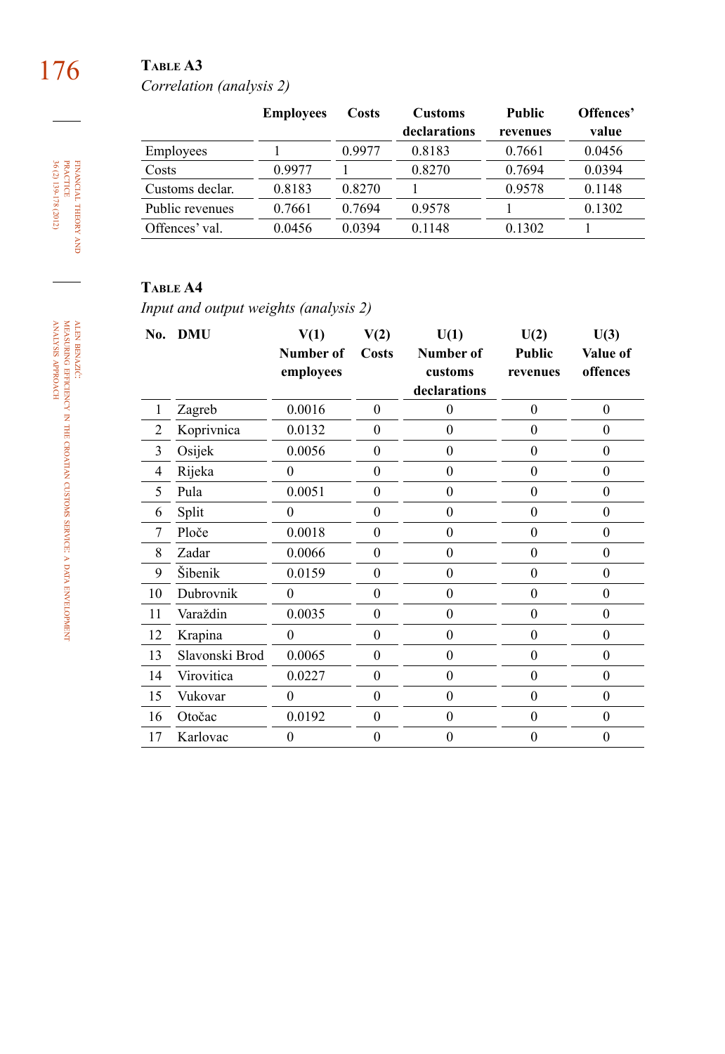**Table A3**

*Correlation (analysis 2)*

| | Employees | Costs | Customs declarations | Public revenues | Offences' value |
|---|---|---|---|---|---|
| Employees | 1 | 0.9977 | 0.8183 | 0.7661 | 0.0456 |
| Costs | 0.9977 | 1 | 0.8270 | 0.7694 | 0.0394 |
| Customs declar. | 0.8183 | 0.8270 | 1 | 0.9578 | 0.1148 |
| Public revenues | 0.7661 | 0.7694 | 0.9578 | 1 | 0.1302 |
| Offences' val. | 0.0456 | 0.0394 | 0.1148 | 0.1302 | 1 |

**Table A4**

*Input and output weights (analysis 2)*

| No. | DMU | V(1) Number of employees | V(2) Costs | U(1) Number of customs declarations | U(2) Public revenues | U(3) Value of offences |
|---|---|---|---|---|---|---|
| 1 | Zagreb | 0.0016 | 0 | 0 | 0 | 0 |
| 2 | Koprivnica | 0.0132 | 0 | 0 | 0 | 0 |
| 3 | Osijek | 0.0056 | 0 | 0 | 0 | 0 |
| 4 | Rijeka | 0 | 0 | 0 | 0 | 0 |
| 5 | Pula | 0.0051 | 0 | 0 | 0 | 0 |
| 6 | Split | 0 | 0 | 0 | 0 | 0 |
| 7 | Ploče | 0.0018 | 0 | 0 | 0 | 0 |
| 8 | Zadar | 0.0066 | 0 | 0 | 0 | 0 |
| 9 | Šibenik | 0.0159 | 0 | 0 | 0 | 0 |
| 10 | Dubrovnik | 0 | 0 | 0 | 0 | 0 |
| 11 | Varaždin | 0.0035 | 0 | 0 | 0 | 0 |
| 12 | Krapina | 0 | 0 | 0 | 0 | 0 |
| 13 | Slavonski Brod | 0.0065 | 0 | 0 | 0 | 0 |
| 14 | Virovitica | 0.0227 | 0 | 0 | 0 | 0 |
| 15 | Vukovar | 0 | 0 | 0 | 0 | 0 |
| 16 | Otočac | 0.0192 | 0 | 0 | 0 | 0 |
| 17 | Karlovac | 0 | 0 | 0 | 0 | 0 |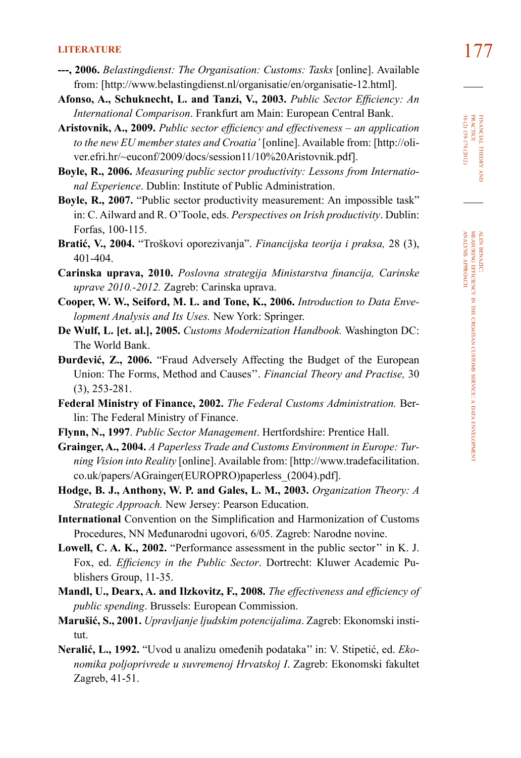**---, 2006.** *Belastingdienst: The Organisation: Customs: Tasks* [online]. Available from: [http://www.belastingdienst.nl/organisatie/en/organisatie-12.html].

**Afonso, A., Schuknecht, L. and Tanzi, V., 2003.** *Public Sector Efficiency: An International Comparison*. Frankfurt am Main: European Central Bank.

**Aristovnik, A., 2009.** *Public sector efficiency and effectiveness – an application to the new EU member states and Croatia'* [online]. Available from: [http://oliver.efri.hr/~euconf/2009/docs/session11/10%20Aristovnik.pdf].

**Boyle, R., 2006.** *Measuring public sector productivity: Lessons from International Experience*. Dublin: Institute of Public Administration.

**Boyle, R., 2007.** "Public sector productivity measurement: An impossible task" in: C. Ailward and R. O'Toole, eds. *Perspectives on Irish productivity*. Dublin: Forfas, 100-115.

**Bratić, V., 2004.** "Troškovi oporezivanja". *Financijska teorija i praksa,* 28 (3), 401-404.

**Carinska uprava, 2010.** *Poslovna strategija Ministarstva financija, Carinske uprave 2010.-2012.* Zagreb: Carinska uprava.

**Cooper, W. W., Seiford, M. L. and Tone, K., 2006.** *Introduction to Data Envelopment Analysis and Its Uses.* New York: Springer.

**De Wulf, L. [et. al.], 2005.** *Customs Modernization Handbook.* Washington DC: The World Bank.

**Đurđević, Z., 2006.** "Fraud Adversely Affecting the Budget of the European Union: The Forms, Method and Causes''. *Financial Theory and Practise,* 30 (3), 253-281.

**Federal Ministry of Finance, 2002.** *The Federal Customs Administration.* Berlin: The Federal Ministry of Finance.

**Flynn, N., 1997**. *Public Sector Management*. Hertfordshire: Prentice Hall.

**Grainger, A., 2004.** *A Paperless Trade and Customs Environment in Europe: Turning Vision into Reality* [online]. Available from: [http://www.tradefacilitation.co.uk/papers/AGrainger(EUROPRO)paperless_(2004).pdf].

**Hodge, B. J., Anthony, W. P. and Gales, L. M., 2003.** *Organization Theory: A Strategic Approach.* New Jersey: Pearson Education.

**International** Convention on the Simplification and Harmonization of Customs Procedures, NN Međunarodni ugovori, 6/05. Zagreb: Narodne novine.

**Lowell, C. A. K., 2002.** "Performance assessment in the public sector'' in K. J. Fox, ed. *Efficiency in the Public Sector*. Dortrecht: Kluwer Academic Publishers Group, 11-35.

**Mandl, U., Dearx, A. and Ilzkovitz, F., 2008.** *The effectiveness and efficiency of public spending*. Brussels: European Commission.

**Marušić, S., 2001.** *Upravljanje ljudskim potencijalima*. Zagreb: Ekonomski institut.

**Neralić, L., 1992.** "Uvod u analizu omeđenih podataka'' in: V. Stipetić, ed. *Ekonomika poljoprivrede u suvremenoj Hrvatskoj I*. Zagreb: Ekonomski fakultet Zagreb, 41-51.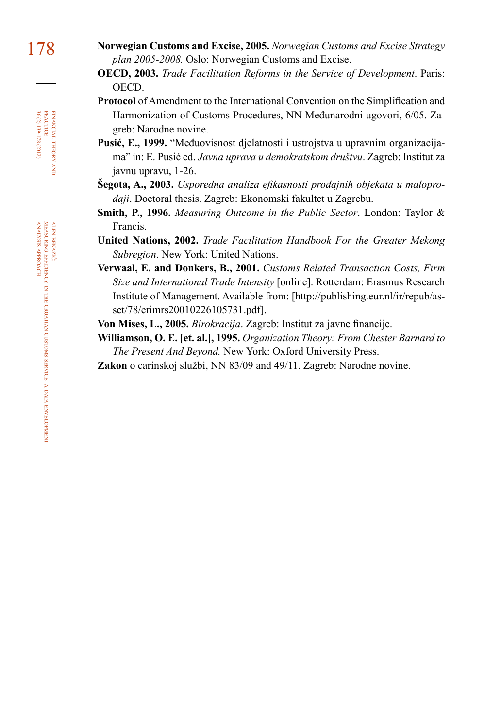**Norwegian Customs and Excise, 2005.** *Norwegian Customs and Excise Strategy plan 2005-2008.* Oslo: Norwegian Customs and Excise.

**OECD, 2003.** *Trade Facilitation Reforms in the Service of Development*. Paris: OECD.

**Protocol** of Amendment to the International Convention on the Simplification and Harmonization of Customs Procedures, NN Međunarodni ugovori, 6/05. Zagreb: Narodne novine.

**Pusić, E., 1999.** "Međuovisnost djelatnosti i ustrojstva u upravnim organizacijama" in: E. Pusić ed. *Javna uprava u demokratskom društvu*. Zagreb: Institut za javnu upravu, 1-26.

**Šegota, A., 2003.** *Usporedna analiza efikasnosti prodajnih objekata u maloprodaji*. Doctoral thesis. Zagreb: Ekonomski fakultet u Zagrebu.

**Smith, P., 1996.** *Measuring Outcome in the Public Sector*. London: Taylor & Francis.

**United Nations, 2002.** *Trade Facilitation Handbook For the Greater Mekong Subregion*. New York: United Nations.

**Verwaal, E. and Donkers, B., 2001.** *Customs Related Transaction Costs, Firm Size and International Trade Intensity* [online]. Rotterdam: Erasmus Research Institute of Management. Available from: [http://publishing.eur.nl/ir/repub/asset/78/erimrs20010226105731.pdf].

**Von Mises, L., 2005.** *Birokracija*. Zagreb: Institut za javne financije.

**Williamson, O. E. [et. al.], 1995.** *Organization Theory: From Chester Barnard to The Present And Beyond.* New York: Oxford University Press.

**Zakon** o carinskoj službi, NN 83/09 and 49/11. Zagreb: Narodne novine.